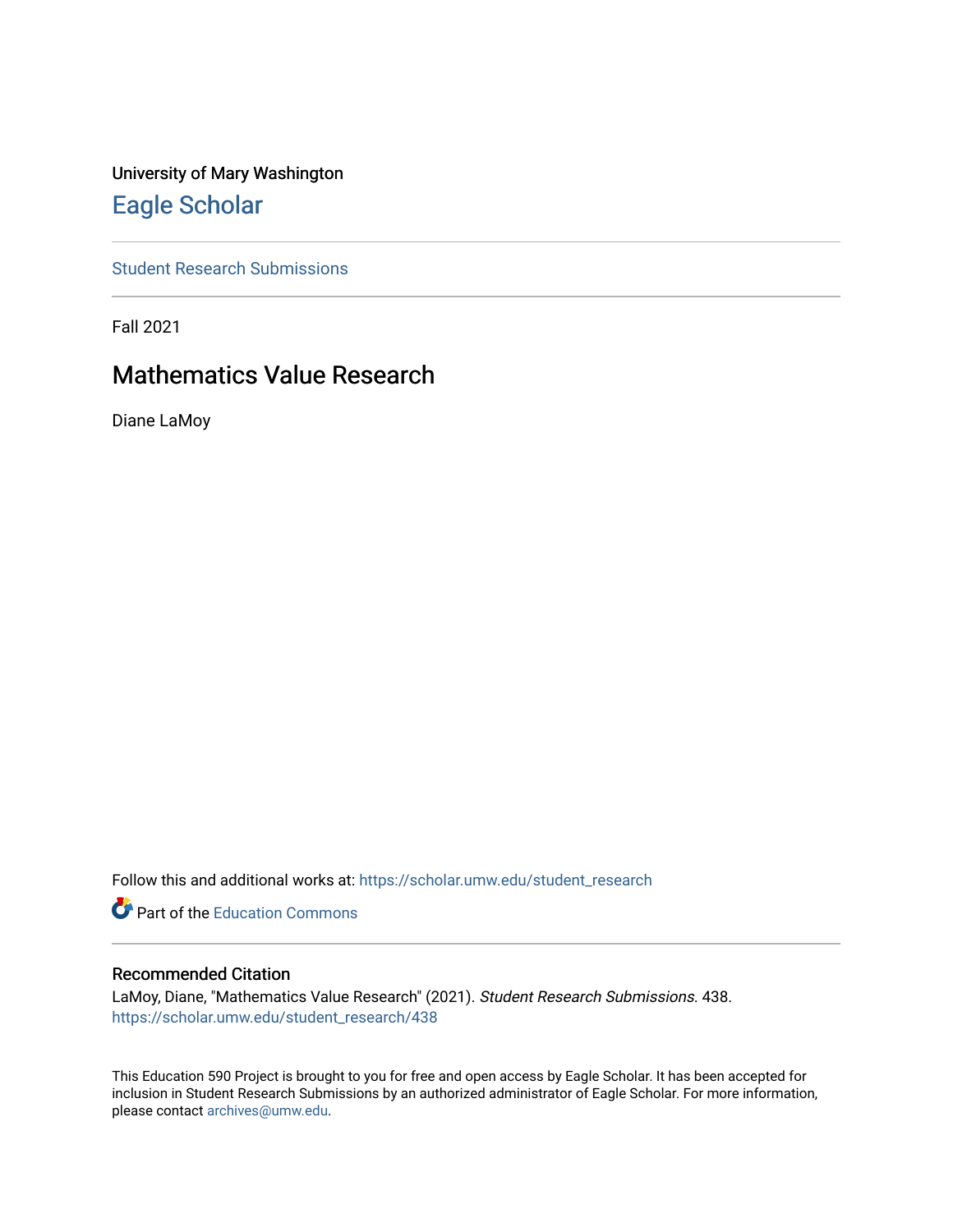University of Mary Washington

# Eagle Scholar

Student Research Submissions

Fall 2021

## Mathematics Value Research

Diane LaMoy

Follow this and additional works at: https://scholar.umw.edu/student_research

Part of the Education Commons

### Recommended Citation

LaMoy, Diane, "Mathematics Value Research" (2021). *Student Research Submissions*. 438.
https://scholar.umw.edu/student_research/438

This Education 590 Project is brought to you for free and open access by Eagle Scholar. It has been accepted for inclusion in Student Research Submissions by an authorized administrator of Eagle Scholar. For more information, please contact archives@umw.edu.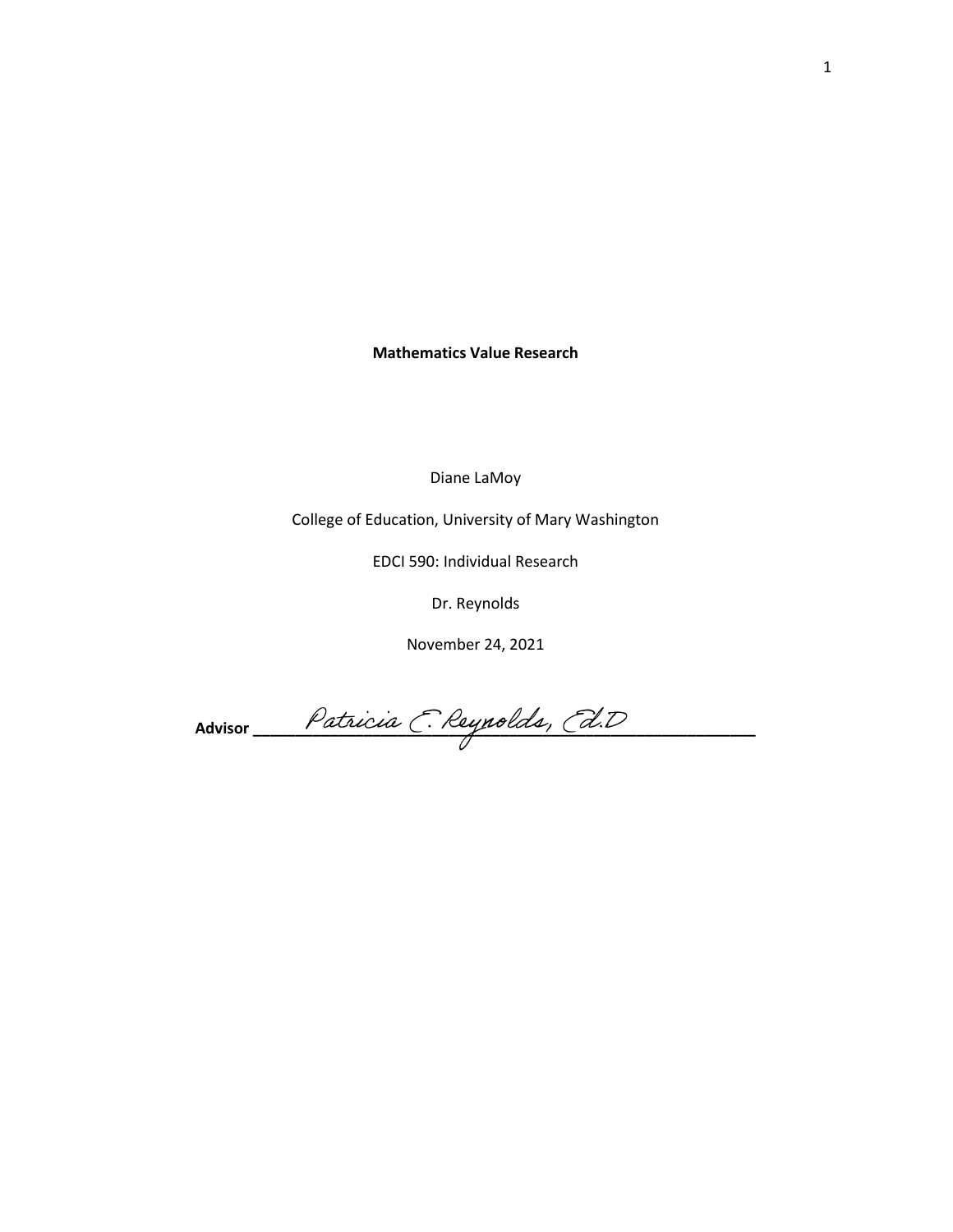**Mathematics Value Research**

Diane LaMoy

College of Education, University of Mary Washington

EDCI 590: Individual Research

Dr. Reynolds

November 24, 2021

**Advisor** ___*Patricia E. Reynolds, Ed.D*___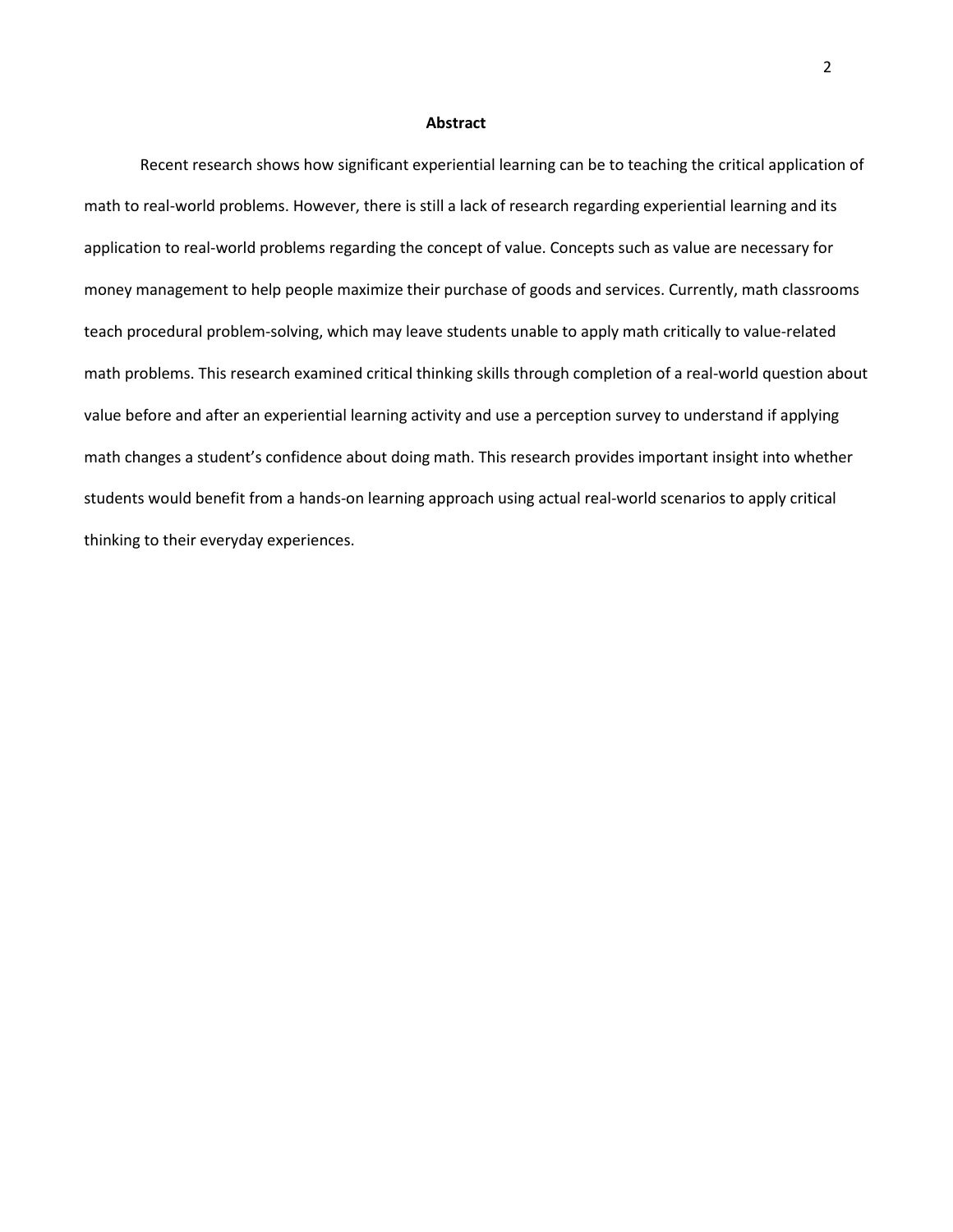## Abstract

Recent research shows how significant experiential learning can be to teaching the critical application of math to real-world problems. However, there is still a lack of research regarding experiential learning and its application to real-world problems regarding the concept of value. Concepts such as value are necessary for money management to help people maximize their purchase of goods and services. Currently, math classrooms teach procedural problem-solving, which may leave students unable to apply math critically to value-related math problems. This research examined critical thinking skills through completion of a real-world question about value before and after an experiential learning activity and use a perception survey to understand if applying math changes a student's confidence about doing math. This research provides important insight into whether students would benefit from a hands-on learning approach using actual real-world scenarios to apply critical thinking to their everyday experiences.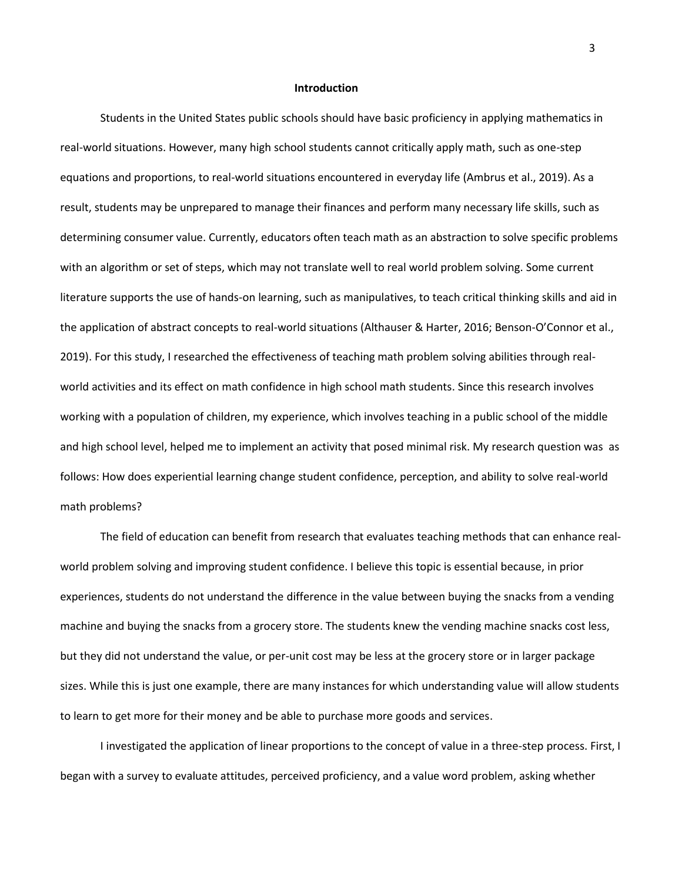## Introduction

Students in the United States public schools should have basic proficiency in applying mathematics in real-world situations. However, many high school students cannot critically apply math, such as one-step equations and proportions, to real-world situations encountered in everyday life (Ambrus et al., 2019). As a result, students may be unprepared to manage their finances and perform many necessary life skills, such as determining consumer value. Currently, educators often teach math as an abstraction to solve specific problems with an algorithm or set of steps, which may not translate well to real world problem solving. Some current literature supports the use of hands-on learning, such as manipulatives, to teach critical thinking skills and aid in the application of abstract concepts to real-world situations (Althauser & Harter, 2016; Benson-O'Connor et al., 2019). For this study, I researched the effectiveness of teaching math problem solving abilities through real-world activities and its effect on math confidence in high school math students. Since this research involves working with a population of children, my experience, which involves teaching in a public school of the middle and high school level, helped me to implement an activity that posed minimal risk. My research question was as follows: How does experiential learning change student confidence, perception, and ability to solve real-world math problems?

The field of education can benefit from research that evaluates teaching methods that can enhance real-world problem solving and improving student confidence. I believe this topic is essential because, in prior experiences, students do not understand the difference in the value between buying the snacks from a vending machine and buying the snacks from a grocery store. The students knew the vending machine snacks cost less, but they did not understand the value, or per-unit cost may be less at the grocery store or in larger package sizes. While this is just one example, there are many instances for which understanding value will allow students to learn to get more for their money and be able to purchase more goods and services.

I investigated the application of linear proportions to the concept of value in a three-step process. First, I began with a survey to evaluate attitudes, perceived proficiency, and a value word problem, asking whether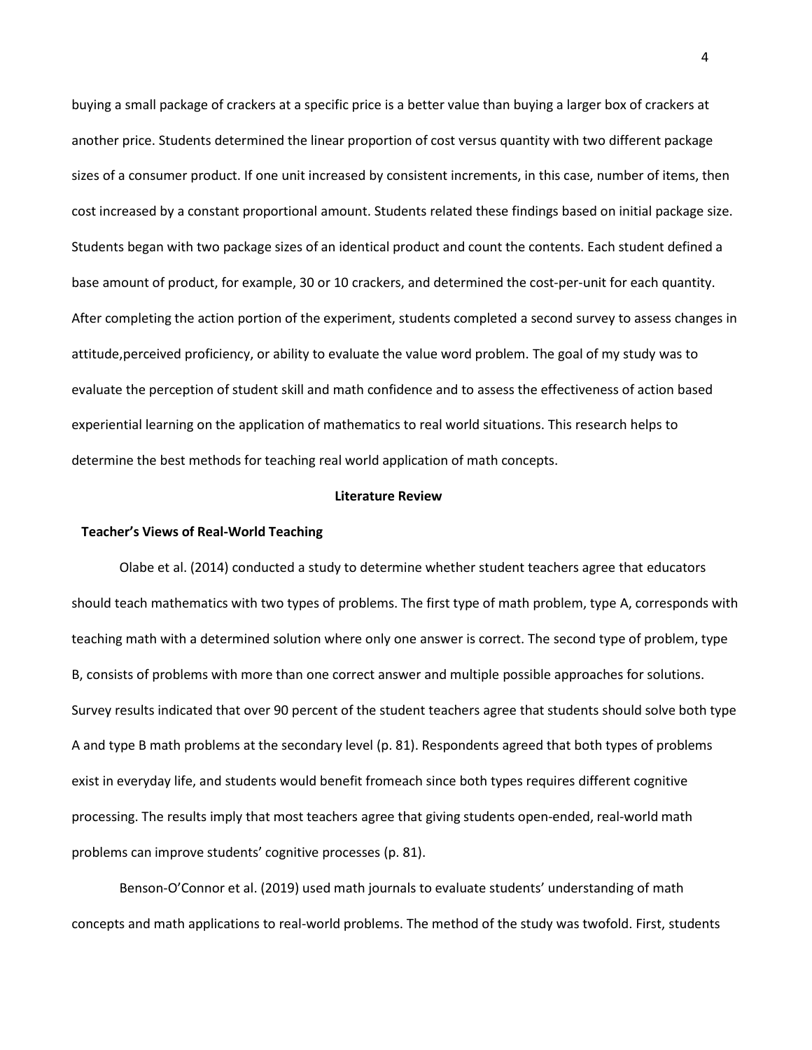buying a small package of crackers at a specific price is a better value than buying a larger box of crackers at another price. Students determined the linear proportion of cost versus quantity with two different package sizes of a consumer product. If one unit increased by consistent increments, in this case, number of items, then cost increased by a constant proportional amount. Students related these findings based on initial package size. Students began with two package sizes of an identical product and count the contents. Each student defined a base amount of product, for example, 30 or 10 crackers, and determined the cost-per-unit for each quantity. After completing the action portion of the experiment, students completed a second survey to assess changes in attitude,perceived proficiency, or ability to evaluate the value word problem. The goal of my study was to evaluate the perception of student skill and math confidence and to assess the effectiveness of action based experiential learning on the application of mathematics to real world situations. This research helps to determine the best methods for teaching real world application of math concepts.

## Literature Review

### Teacher's Views of Real-World Teaching

Olabe et al. (2014) conducted a study to determine whether student teachers agree that educators should teach mathematics with two types of problems. The first type of math problem, type A, corresponds with teaching math with a determined solution where only one answer is correct. The second type of problem, type B, consists of problems with more than one correct answer and multiple possible approaches for solutions. Survey results indicated that over 90 percent of the student teachers agree that students should solve both type A and type B math problems at the secondary level (p. 81). Respondents agreed that both types of problems exist in everyday life, and students would benefit fromeach since both types requires different cognitive processing. The results imply that most teachers agree that giving students open-ended, real-world math problems can improve students' cognitive processes (p. 81).

Benson-O'Connor et al. (2019) used math journals to evaluate students' understanding of math concepts and math applications to real-world problems. The method of the study was twofold. First, students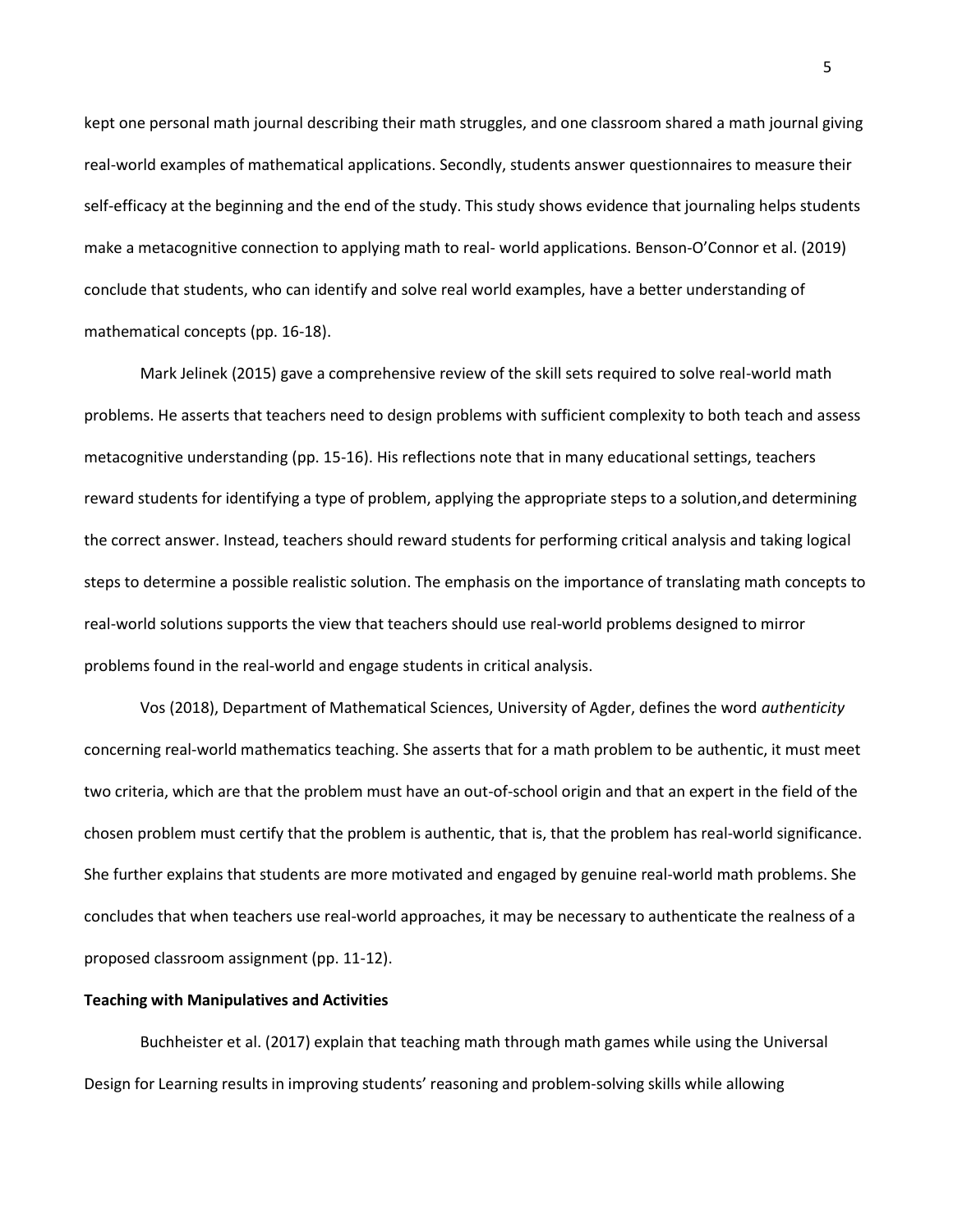kept one personal math journal describing their math struggles, and one classroom shared a math journal giving real-world examples of mathematical applications. Secondly, students answer questionnaires to measure their self-efficacy at the beginning and the end of the study. This study shows evidence that journaling helps students make a metacognitive connection to applying math to real- world applications. Benson-O'Connor et al. (2019) conclude that students, who can identify and solve real world examples, have a better understanding of mathematical concepts (pp. 16-18).

Mark Jelinek (2015) gave a comprehensive review of the skill sets required to solve real-world math problems. He asserts that teachers need to design problems with sufficient complexity to both teach and assess metacognitive understanding (pp. 15-16). His reflections note that in many educational settings, teachers reward students for identifying a type of problem, applying the appropriate steps to a solution,and determining the correct answer. Instead, teachers should reward students for performing critical analysis and taking logical steps to determine a possible realistic solution. The emphasis on the importance of translating math concepts to real-world solutions supports the view that teachers should use real-world problems designed to mirror problems found in the real-world and engage students in critical analysis.

Vos (2018), Department of Mathematical Sciences, University of Agder, defines the word *authenticity* concerning real-world mathematics teaching. She asserts that for a math problem to be authentic, it must meet two criteria, which are that the problem must have an out-of-school origin and that an expert in the field of the chosen problem must certify that the problem is authentic, that is, that the problem has real-world significance. She further explains that students are more motivated and engaged by genuine real-world math problems. She concludes that when teachers use real-world approaches, it may be necessary to authenticate the realness of a proposed classroom assignment (pp. 11-12).

**Teaching with Manipulatives and Activities**

Buchheister et al. (2017) explain that teaching math through math games while using the Universal Design for Learning results in improving students' reasoning and problem-solving skills while allowing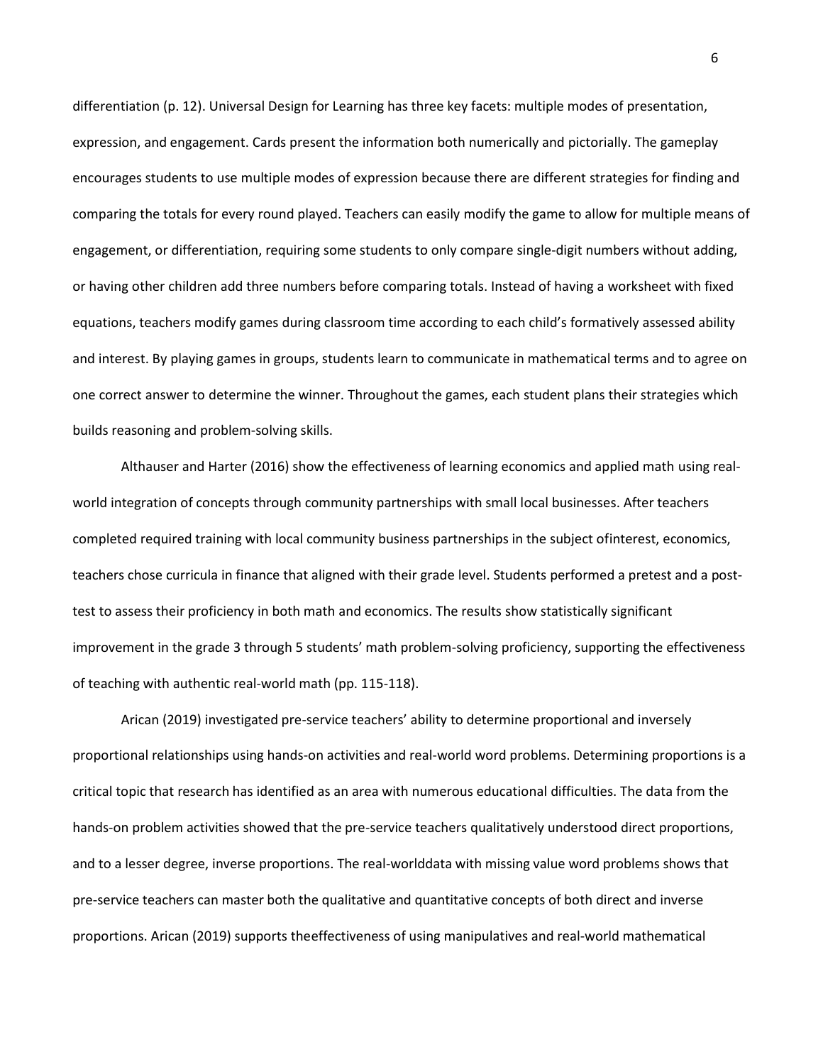differentiation (p. 12). Universal Design for Learning has three key facets: multiple modes of presentation, expression, and engagement. Cards present the information both numerically and pictorially. The gameplay encourages students to use multiple modes of expression because there are different strategies for finding and comparing the totals for every round played. Teachers can easily modify the game to allow for multiple means of engagement, or differentiation, requiring some students to only compare single-digit numbers without adding, or having other children add three numbers before comparing totals. Instead of having a worksheet with fixed equations, teachers modify games during classroom time according to each child's formatively assessed ability and interest. By playing games in groups, students learn to communicate in mathematical terms and to agree on one correct answer to determine the winner. Throughout the games, each student plans their strategies which builds reasoning and problem-solving skills.

Althauser and Harter (2016) show the effectiveness of learning economics and applied math using real-world integration of concepts through community partnerships with small local businesses. After teachers completed required training with local community business partnerships in the subject ofinterest, economics, teachers chose curricula in finance that aligned with their grade level. Students performed a pretest and a post-test to assess their proficiency in both math and economics. The results show statistically significant improvement in the grade 3 through 5 students' math problem-solving proficiency, supporting the effectiveness of teaching with authentic real-world math (pp. 115-118).

Arican (2019) investigated pre-service teachers' ability to determine proportional and inversely proportional relationships using hands-on activities and real-world word problems. Determining proportions is a critical topic that research has identified as an area with numerous educational difficulties. The data from the hands-on problem activities showed that the pre-service teachers qualitatively understood direct proportions, and to a lesser degree, inverse proportions. The real-worlddata with missing value word problems shows that pre-service teachers can master both the qualitative and quantitative concepts of both direct and inverse proportions. Arican (2019) supports theeffectiveness of using manipulatives and real-world mathematical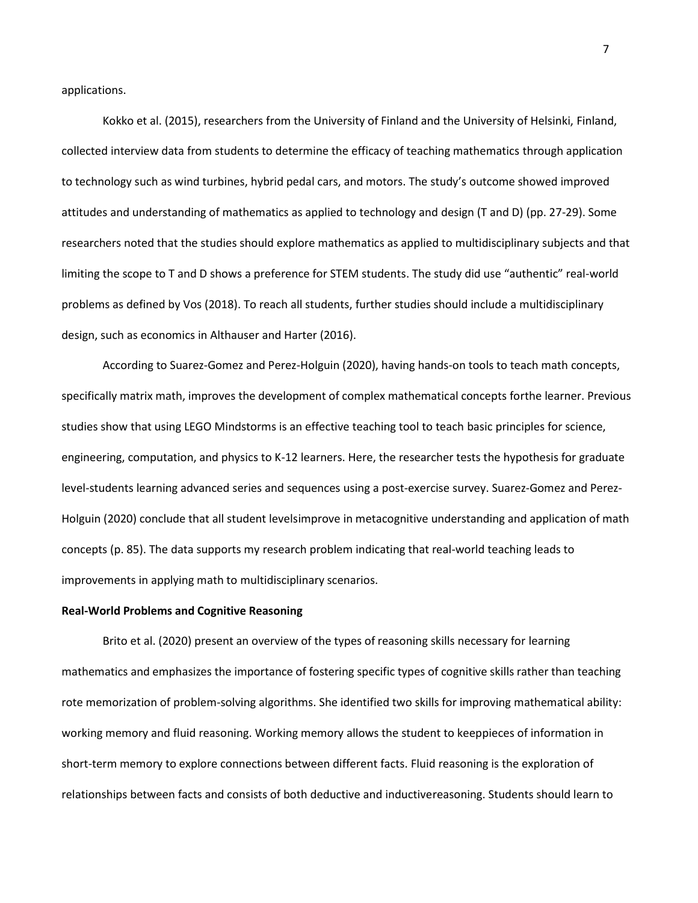applications.

Kokko et al. (2015), researchers from the University of Finland and the University of Helsinki, Finland, collected interview data from students to determine the efficacy of teaching mathematics through application to technology such as wind turbines, hybrid pedal cars, and motors. The study's outcome showed improved attitudes and understanding of mathematics as applied to technology and design (T and D) (pp. 27-29). Some researchers noted that the studies should explore mathematics as applied to multidisciplinary subjects and that limiting the scope to T and D shows a preference for STEM students. The study did use "authentic" real-world problems as defined by Vos (2018). To reach all students, further studies should include a multidisciplinary design, such as economics in Althauser and Harter (2016).

According to Suarez-Gomez and Perez-Holguin (2020), having hands-on tools to teach math concepts, specifically matrix math, improves the development of complex mathematical concepts forthe learner. Previous studies show that using LEGO Mindstorms is an effective teaching tool to teach basic principles for science, engineering, computation, and physics to K-12 learners. Here, the researcher tests the hypothesis for graduate level-students learning advanced series and sequences using a post-exercise survey. Suarez-Gomez and Perez-Holguin (2020) conclude that all student levelsimprove in metacognitive understanding and application of math concepts (p. 85). The data supports my research problem indicating that real-world teaching leads to improvements in applying math to multidisciplinary scenarios.

**Real-World Problems and Cognitive Reasoning**

Brito et al. (2020) present an overview of the types of reasoning skills necessary for learning mathematics and emphasizes the importance of fostering specific types of cognitive skills rather than teaching rote memorization of problem-solving algorithms. She identified two skills for improving mathematical ability: working memory and fluid reasoning. Working memory allows the student to keeppieces of information in short-term memory to explore connections between different facts. Fluid reasoning is the exploration of relationships between facts and consists of both deductive and inductivereasoning. Students should learn to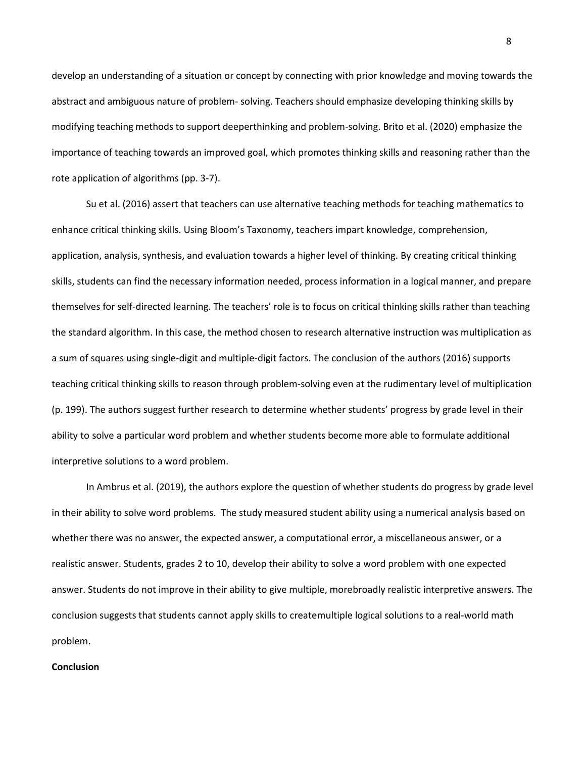develop an understanding of a situation or concept by connecting with prior knowledge and moving towards the abstract and ambiguous nature of problem- solving. Teachers should emphasize developing thinking skills by modifying teaching methods to support deeperthinking and problem-solving. Brito et al. (2020) emphasize the importance of teaching towards an improved goal, which promotes thinking skills and reasoning rather than the rote application of algorithms (pp. 3-7).

Su et al. (2016) assert that teachers can use alternative teaching methods for teaching mathematics to enhance critical thinking skills. Using Bloom's Taxonomy, teachers impart knowledge, comprehension, application, analysis, synthesis, and evaluation towards a higher level of thinking. By creating critical thinking skills, students can find the necessary information needed, process information in a logical manner, and prepare themselves for self-directed learning. The teachers' role is to focus on critical thinking skills rather than teaching the standard algorithm. In this case, the method chosen to research alternative instruction was multiplication as a sum of squares using single-digit and multiple-digit factors. The conclusion of the authors (2016) supports teaching critical thinking skills to reason through problem-solving even at the rudimentary level of multiplication (p. 199). The authors suggest further research to determine whether students' progress by grade level in their ability to solve a particular word problem and whether students become more able to formulate additional interpretive solutions to a word problem.

In Ambrus et al. (2019), the authors explore the question of whether students do progress by grade level in their ability to solve word problems. The study measured student ability using a numerical analysis based on whether there was no answer, the expected answer, a computational error, a miscellaneous answer, or a realistic answer. Students, grades 2 to 10, develop their ability to solve a word problem with one expected answer. Students do not improve in their ability to give multiple, morebroadly realistic interpretive answers. The conclusion suggests that students cannot apply skills to createmultiple logical solutions to a real-world math problem.

**Conclusion**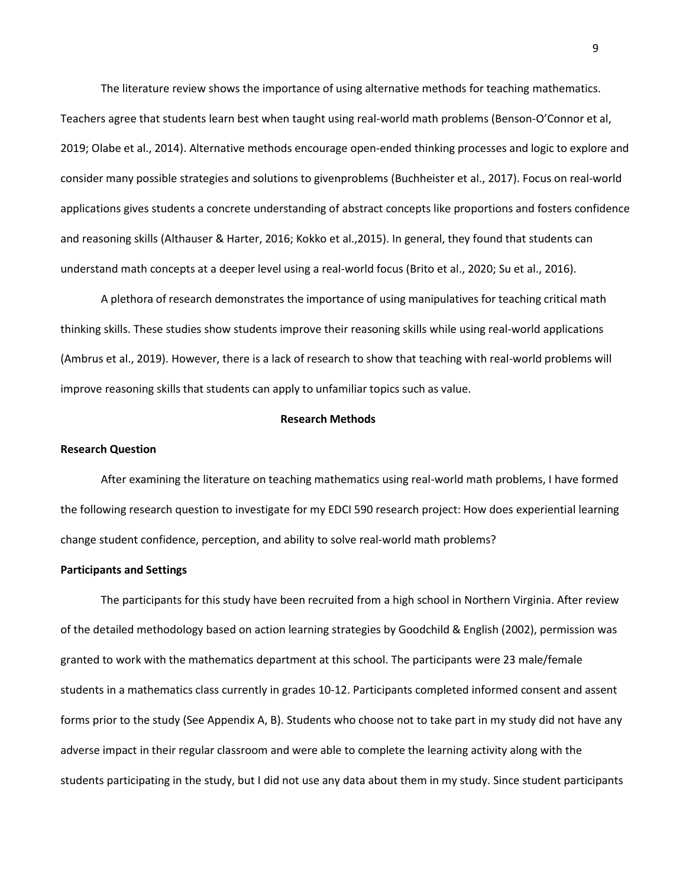The literature review shows the importance of using alternative methods for teaching mathematics. Teachers agree that students learn best when taught using real-world math problems (Benson-O'Connor et al, 2019; Olabe et al., 2014). Alternative methods encourage open-ended thinking processes and logic to explore and consider many possible strategies and solutions to givenproblems (Buchheister et al., 2017). Focus on real-world applications gives students a concrete understanding of abstract concepts like proportions and fosters confidence and reasoning skills (Althauser & Harter, 2016; Kokko et al.,2015). In general, they found that students can understand math concepts at a deeper level using a real-world focus (Brito et al., 2020; Su et al., 2016).

A plethora of research demonstrates the importance of using manipulatives for teaching critical math thinking skills. These studies show students improve their reasoning skills while using real-world applications (Ambrus et al., 2019). However, there is a lack of research to show that teaching with real-world problems will improve reasoning skills that students can apply to unfamiliar topics such as value.

## Research Methods

### Research Question

After examining the literature on teaching mathematics using real-world math problems, I have formed the following research question to investigate for my EDCI 590 research project: How does experiential learning change student confidence, perception, and ability to solve real-world math problems?

### Participants and Settings

The participants for this study have been recruited from a high school in Northern Virginia. After review of the detailed methodology based on action learning strategies by Goodchild & English (2002), permission was granted to work with the mathematics department at this school. The participants were 23 male/female students in a mathematics class currently in grades 10-12. Participants completed informed consent and assent forms prior to the study (See Appendix A, B). Students who choose not to take part in my study did not have any adverse impact in their regular classroom and were able to complete the learning activity along with the students participating in the study, but I did not use any data about them in my study. Since student participants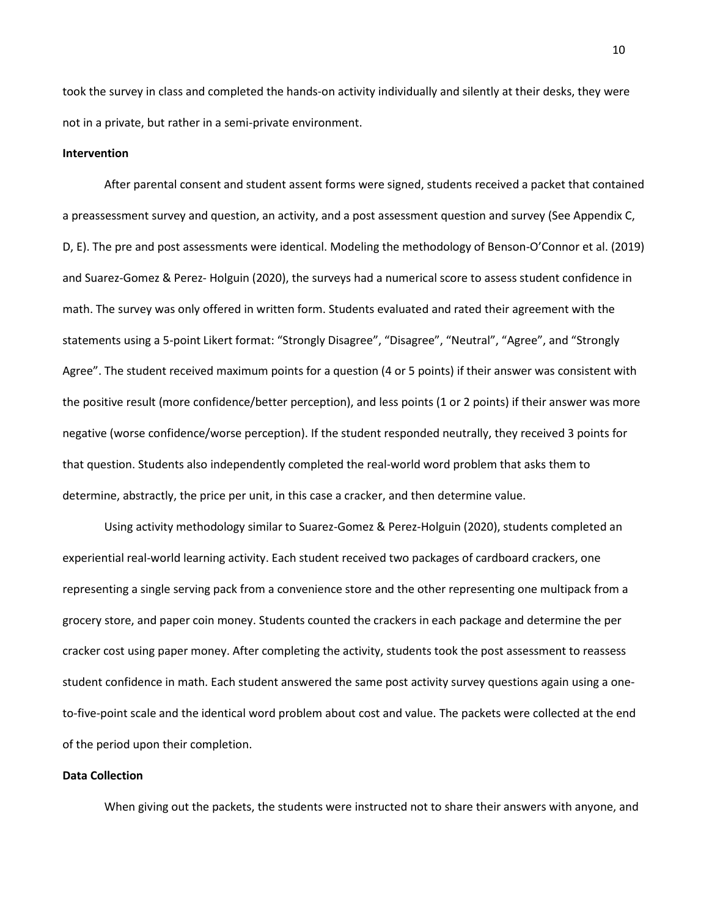took the survey in class and completed the hands-on activity individually and silently at their desks, they were not in a private, but rather in a semi-private environment.

**Intervention**

After parental consent and student assent forms were signed, students received a packet that contained a preassessment survey and question, an activity, and a post assessment question and survey (See Appendix C, D, E). The pre and post assessments were identical. Modeling the methodology of Benson-O'Connor et al. (2019) and Suarez-Gomez & Perez- Holguin (2020), the surveys had a numerical score to assess student confidence in math. The survey was only offered in written form. Students evaluated and rated their agreement with the statements using a 5-point Likert format: "Strongly Disagree", "Disagree", "Neutral", "Agree", and "Strongly Agree". The student received maximum points for a question (4 or 5 points) if their answer was consistent with the positive result (more confidence/better perception), and less points (1 or 2 points) if their answer was more negative (worse confidence/worse perception). If the student responded neutrally, they received 3 points for that question. Students also independently completed the real-world word problem that asks them to determine, abstractly, the price per unit, in this case a cracker, and then determine value.

Using activity methodology similar to Suarez-Gomez & Perez-Holguin (2020), students completed an experiential real-world learning activity. Each student received two packages of cardboard crackers, one representing a single serving pack from a convenience store and the other representing one multipack from a grocery store, and paper coin money. Students counted the crackers in each package and determine the per cracker cost using paper money. After completing the activity, students took the post assessment to reassess student confidence in math. Each student answered the same post activity survey questions again using a one-to-five-point scale and the identical word problem about cost and value. The packets were collected at the end of the period upon their completion.

**Data Collection**

When giving out the packets, the students were instructed not to share their answers with anyone, and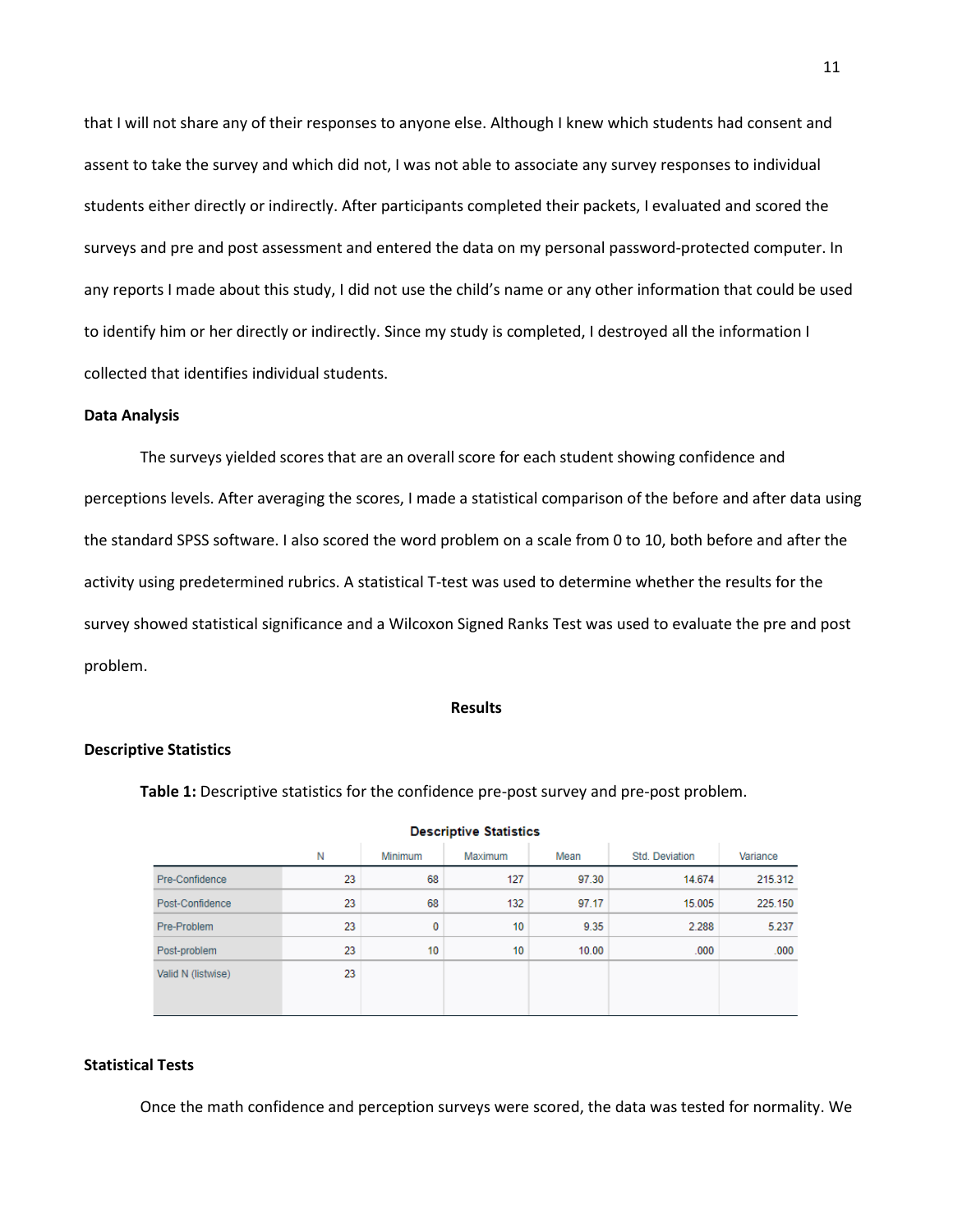that I will not share any of their responses to anyone else. Although I knew which students had consent and assent to take the survey and which did not, I was not able to associate any survey responses to individual students either directly or indirectly. After participants completed their packets, I evaluated and scored the surveys and pre and post assessment and entered the data on my personal password-protected computer. In any reports I made about this study, I did not use the child's name or any other information that could be used to identify him or her directly or indirectly. Since my study is completed, I destroyed all the information I collected that identifies individual students.

### Data Analysis

The surveys yielded scores that are an overall score for each student showing confidence and perceptions levels. After averaging the scores, I made a statistical comparison of the before and after data using the standard SPSS software. I also scored the word problem on a scale from 0 to 10, both before and after the activity using predetermined rubrics. A statistical T-test was used to determine whether the results for the survey showed statistical significance and a Wilcoxon Signed Ranks Test was used to evaluate the pre and post problem.

## Results

### Descriptive Statistics

**Table 1:** Descriptive statistics for the confidence pre-post survey and pre-post problem.

**Descriptive Statistics**

| | N | Minimum | Maximum | Mean | Std. Deviation | Variance |
|---|---|---|---|---|---|---|
| Pre-Confidence | 23 | 68 | 127 | 97.30 | 14.674 | 215.312 |
| Post-Confidence | 23 | 68 | 132 | 97.17 | 15.005 | 225.150 |
| Pre-Problem | 23 | 0 | 10 | 9.35 | 2.288 | 5.237 |
| Post-problem | 23 | 10 | 10 | 10.00 | .000 | .000 |
| Valid N (listwise) | 23 | | | | | |

### Statistical Tests

Once the math confidence and perception surveys were scored, the data was tested for normality. We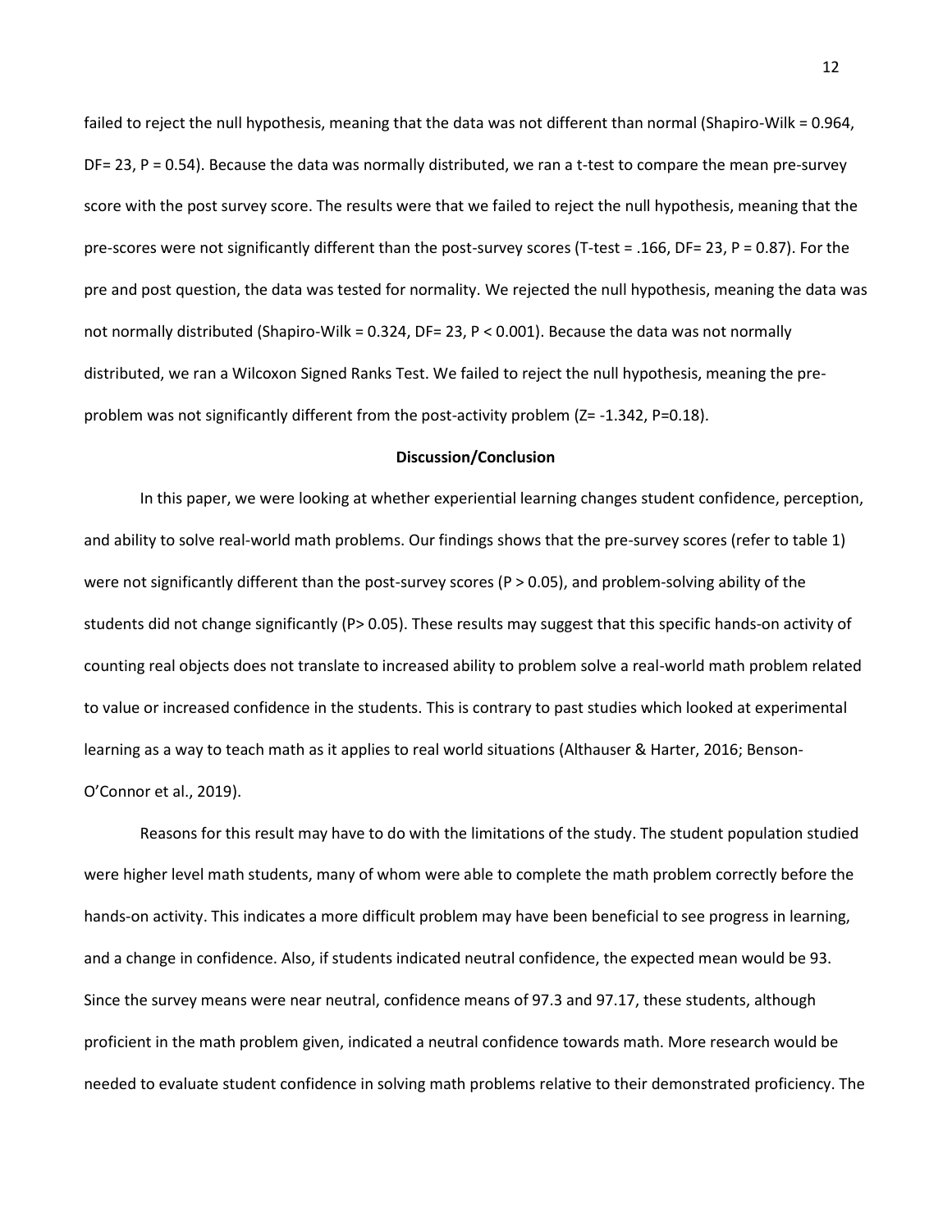failed to reject the null hypothesis, meaning that the data was not different than normal (Shapiro-Wilk = 0.964, DF= 23, P = 0.54). Because the data was normally distributed, we ran a t-test to compare the mean pre-survey score with the post survey score. The results were that we failed to reject the null hypothesis, meaning that the pre-scores were not significantly different than the post-survey scores (T-test = .166, DF= 23, P = 0.87). For the pre and post question, the data was tested for normality. We rejected the null hypothesis, meaning the data was not normally distributed (Shapiro-Wilk = 0.324, DF= 23, P < 0.001). Because the data was not normally distributed, we ran a Wilcoxon Signed Ranks Test. We failed to reject the null hypothesis, meaning the pre-problem was not significantly different from the post-activity problem (Z= -1.342, P=0.18).

**Discussion/Conclusion**

In this paper, we were looking at whether experiential learning changes student confidence, perception, and ability to solve real-world math problems. Our findings shows that the pre-survey scores (refer to table 1) were not significantly different than the post-survey scores (P > 0.05), and problem-solving ability of the students did not change significantly (P> 0.05). These results may suggest that this specific hands-on activity of counting real objects does not translate to increased ability to problem solve a real-world math problem related to value or increased confidence in the students. This is contrary to past studies which looked at experimental learning as a way to teach math as it applies to real world situations (Althauser & Harter, 2016; Benson-O'Connor et al., 2019).

Reasons for this result may have to do with the limitations of the study. The student population studied were higher level math students, many of whom were able to complete the math problem correctly before the hands-on activity. This indicates a more difficult problem may have been beneficial to see progress in learning, and a change in confidence. Also, if students indicated neutral confidence, the expected mean would be 93. Since the survey means were near neutral, confidence means of 97.3 and 97.17, these students, although proficient in the math problem given, indicated a neutral confidence towards math. More research would be needed to evaluate student confidence in solving math problems relative to their demonstrated proficiency. The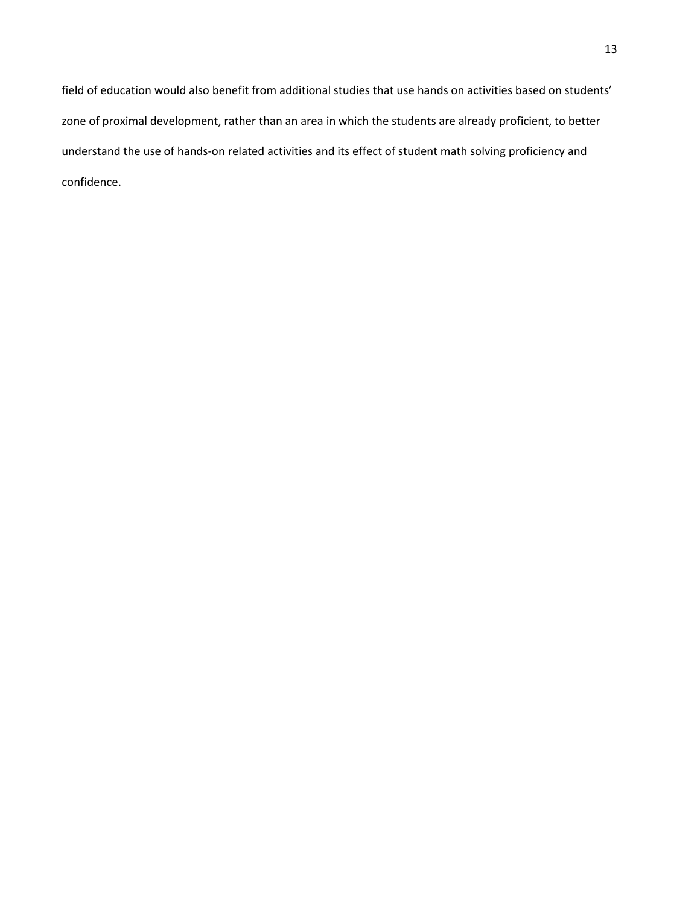field of education would also benefit from additional studies that use hands on activities based on students' zone of proximal development, rather than an area in which the students are already proficient, to better understand the use of hands-on related activities and its effect of student math solving proficiency and confidence.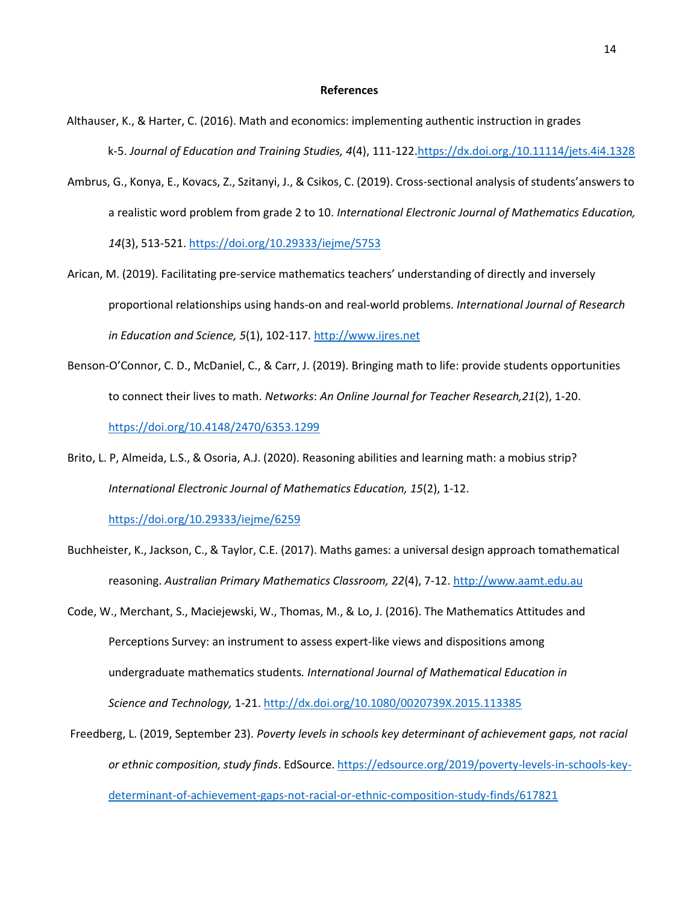**References**

Althauser, K., & Harter, C. (2016). Math and economics: implementing authentic instruction in grades k-5. *Journal of Education and Training Studies, 4*(4), 111-122.https://dx.doi.org./10.11114/jets.4i4.1328

Ambrus, G., Konya, E., Kovacs, Z., Szitanyi, J., & Csikos, C. (2019). Cross-sectional analysis of students'answers to a realistic word problem from grade 2 to 10. *International Electronic Journal of Mathematics Education, 14*(3), 513-521. https://doi.org/10.29333/iejme/5753

Arican, M. (2019). Facilitating pre-service mathematics teachers' understanding of directly and inversely proportional relationships using hands-on and real-world problems. *International Journal of Research in Education and Science, 5*(1), 102-117. http://www.ijres.net

Benson-O'Connor, C. D., McDaniel, C., & Carr, J. (2019). Bringing math to life: provide students opportunities to connect their lives to math. *Networks*: *An Online Journal for Teacher Research,21*(2), 1-20. https://doi.org/10.4148/2470/6353.1299

Brito, L. P, Almeida, L.S., & Osoria, A.J. (2020). Reasoning abilities and learning math: a mobius strip? *International Electronic Journal of Mathematics Education, 15*(2), 1-12. https://doi.org/10.29333/iejme/6259

Buchheister, K., Jackson, C., & Taylor, C.E. (2017). Maths games: a universal design approach tomathematical reasoning. *Australian Primary Mathematics Classroom, 22*(4), 7-12. http://www.aamt.edu.au

Code, W., Merchant, S., Maciejewski, W., Thomas, M., & Lo, J. (2016). The Mathematics Attitudes and Perceptions Survey: an instrument to assess expert-like views and dispositions among undergraduate mathematics students*. International Journal of Mathematical Education in Science and Technology,* 1-21. http://dx.doi.org/10.1080/0020739X.2015.113385

Freedberg, L. (2019, September 23). *Poverty levels in schools key determinant of achievement gaps, not racial or ethnic composition, study finds*. EdSource. https://edsource.org/2019/poverty-levels-in-schools-key-determinant-of-achievement-gaps-not-racial-or-ethnic-composition-study-finds/617821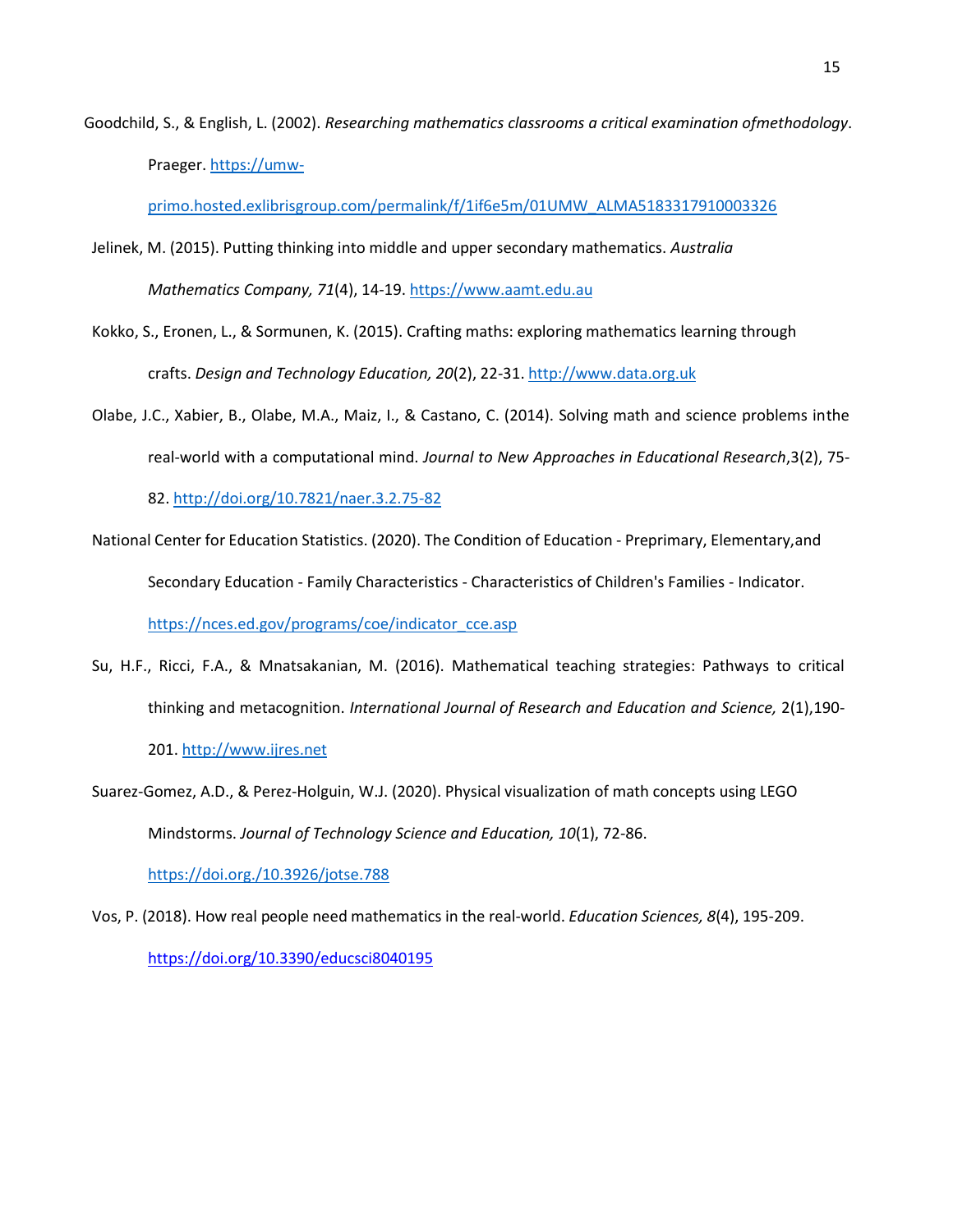Goodchild, S., & English, L. (2002). *Researching mathematics classrooms a critical examination ofmethodology*. Praeger. https://umw-primo.hosted.exlibrisgroup.com/permalink/f/1if6e5m/01UMW_ALMA5183317910003326

Jelinek, M. (2015). Putting thinking into middle and upper secondary mathematics. *Australia Mathematics Company, 71*(4), 14-19. https://www.aamt.edu.au

Kokko, S., Eronen, L., & Sormunen, K. (2015). Crafting maths: exploring mathematics learning through crafts. *Design and Technology Education, 20*(2), 22-31. http://www.data.org.uk

Olabe, J.C., Xabier, B., Olabe, M.A., Maiz, I., & Castano, C. (2014). Solving math and science problems inthe real-world with a computational mind. *Journal to New Approaches in Educational Research*,3(2), 75-82. http://doi.org/10.7821/naer.3.2.75-82

National Center for Education Statistics. (2020). The Condition of Education - Preprimary, Elementary,and Secondary Education - Family Characteristics - Characteristics of Children's Families - Indicator. https://nces.ed.gov/programs/coe/indicator_cce.asp

Su, H.F., Ricci, F.A., & Mnatsakanian, M. (2016). Mathematical teaching strategies: Pathways to critical thinking and metacognition. *International Journal of Research and Education and Science,* 2(1),190-201. http://www.ijres.net

Suarez-Gomez, A.D., & Perez-Holguin, W.J. (2020). Physical visualization of math concepts using LEGO Mindstorms. *Journal of Technology Science and Education, 10*(1), 72-86. https://doi.org./10.3926/jotse.788

Vos, P. (2018). How real people need mathematics in the real-world. *Education Sciences, 8*(4), 195-209. https://doi.org/10.3390/educsci8040195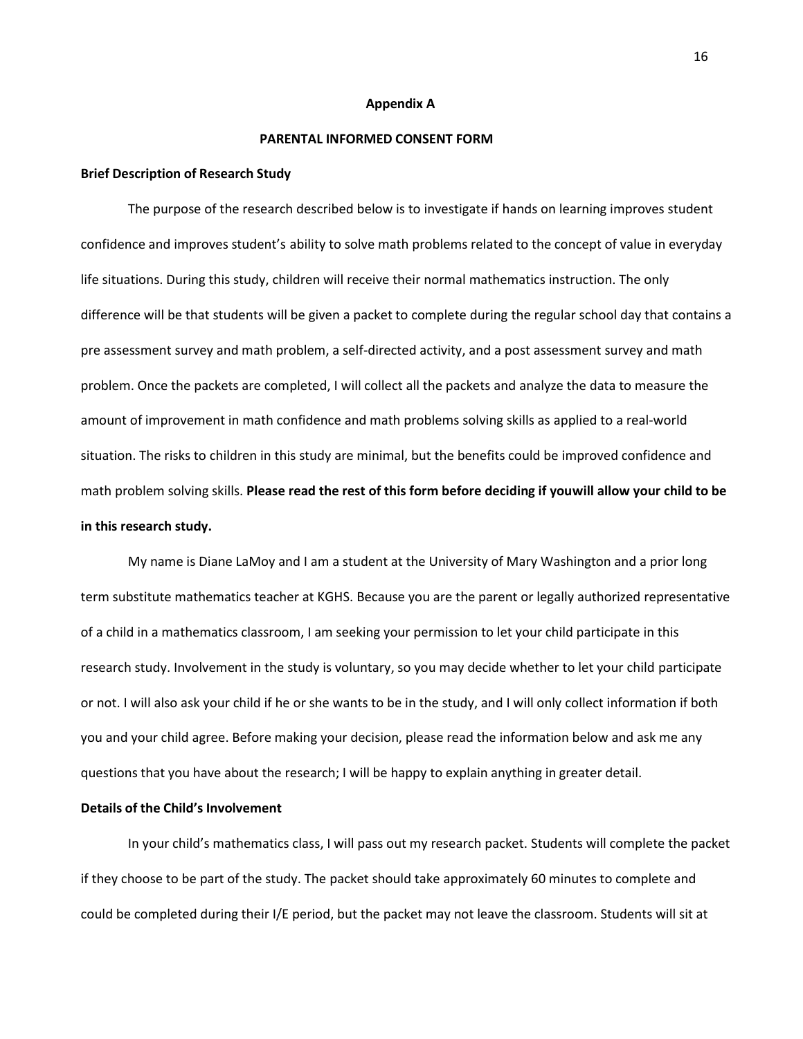## Appendix A

## PARENTAL INFORMED CONSENT FORM

**Brief Description of Research Study**

The purpose of the research described below is to investigate if hands on learning improves student confidence and improves student's ability to solve math problems related to the concept of value in everyday life situations. During this study, children will receive their normal mathematics instruction. The only difference will be that students will be given a packet to complete during the regular school day that contains a pre assessment survey and math problem, a self-directed activity, and a post assessment survey and math problem. Once the packets are completed, I will collect all the packets and analyze the data to measure the amount of improvement in math confidence and math problems solving skills as applied to a real-world situation. The risks to children in this study are minimal, but the benefits could be improved confidence and math problem solving skills. **Please read the rest of this form before deciding if youwill allow your child to be in this research study.**

My name is Diane LaMoy and I am a student at the University of Mary Washington and a prior long term substitute mathematics teacher at KGHS. Because you are the parent or legally authorized representative of a child in a mathematics classroom, I am seeking your permission to let your child participate in this research study. Involvement in the study is voluntary, so you may decide whether to let your child participate or not. I will also ask your child if he or she wants to be in the study, and I will only collect information if both you and your child agree. Before making your decision, please read the information below and ask me any questions that you have about the research; I will be happy to explain anything in greater detail.

**Details of the Child's Involvement**

In your child's mathematics class, I will pass out my research packet. Students will complete the packet if they choose to be part of the study. The packet should take approximately 60 minutes to complete and could be completed during their I/E period, but the packet may not leave the classroom. Students will sit at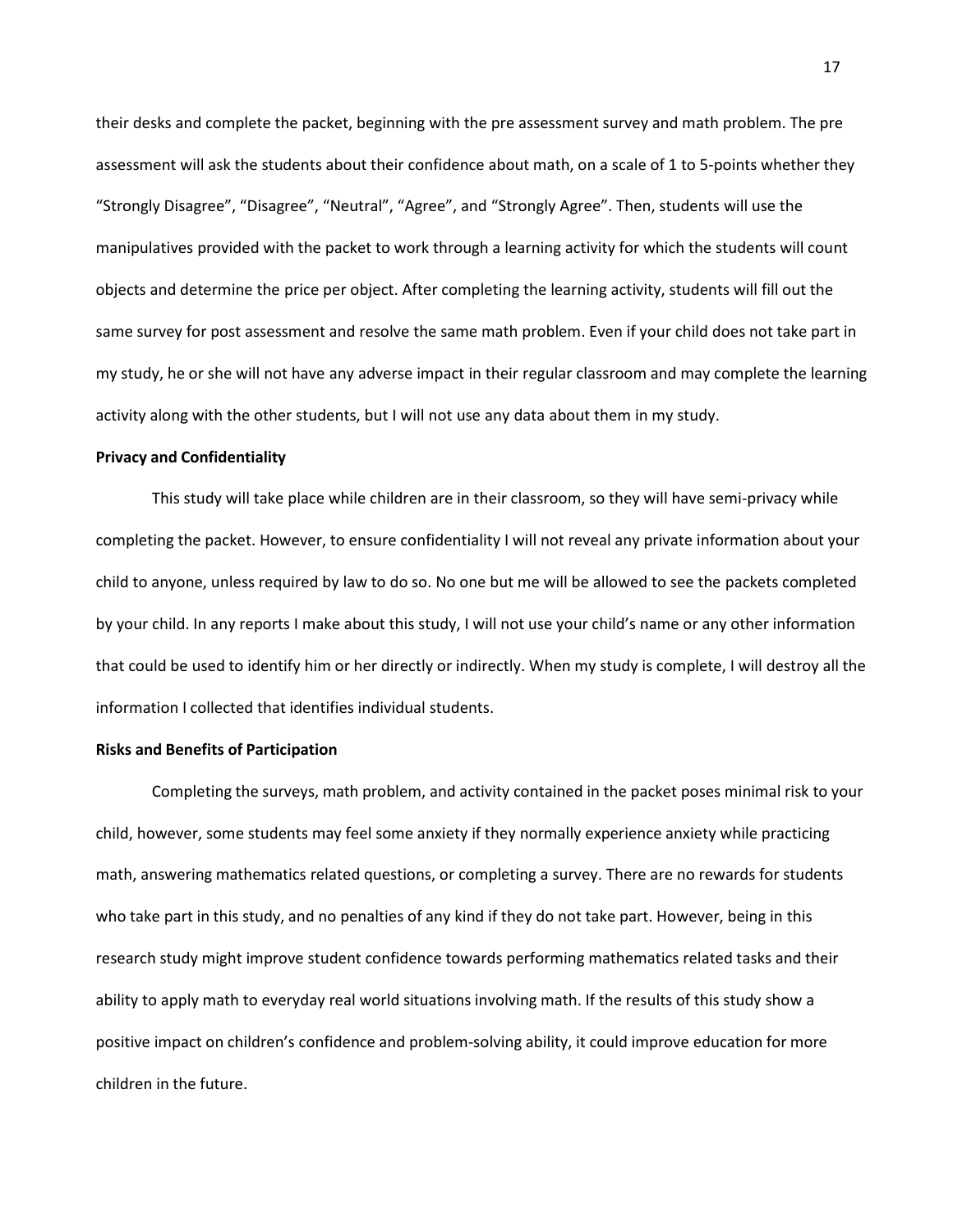their desks and complete the packet, beginning with the pre assessment survey and math problem. The pre assessment will ask the students about their confidence about math, on a scale of 1 to 5-points whether they "Strongly Disagree", "Disagree", "Neutral", "Agree", and "Strongly Agree". Then, students will use the manipulatives provided with the packet to work through a learning activity for which the students will count objects and determine the price per object. After completing the learning activity, students will fill out the same survey for post assessment and resolve the same math problem. Even if your child does not take part in my study, he or she will not have any adverse impact in their regular classroom and may complete the learning activity along with the other students, but I will not use any data about them in my study.

**Privacy and Confidentiality**

This study will take place while children are in their classroom, so they will have semi-privacy while completing the packet. However, to ensure confidentiality I will not reveal any private information about your child to anyone, unless required by law to do so. No one but me will be allowed to see the packets completed by your child. In any reports I make about this study, I will not use your child's name or any other information that could be used to identify him or her directly or indirectly. When my study is complete, I will destroy all the information I collected that identifies individual students.

**Risks and Benefits of Participation**

Completing the surveys, math problem, and activity contained in the packet poses minimal risk to your child, however, some students may feel some anxiety if they normally experience anxiety while practicing math, answering mathematics related questions, or completing a survey. There are no rewards for students who take part in this study, and no penalties of any kind if they do not take part. However, being in this research study might improve student confidence towards performing mathematics related tasks and their ability to apply math to everyday real world situations involving math. If the results of this study show a positive impact on children's confidence and problem-solving ability, it could improve education for more children in the future.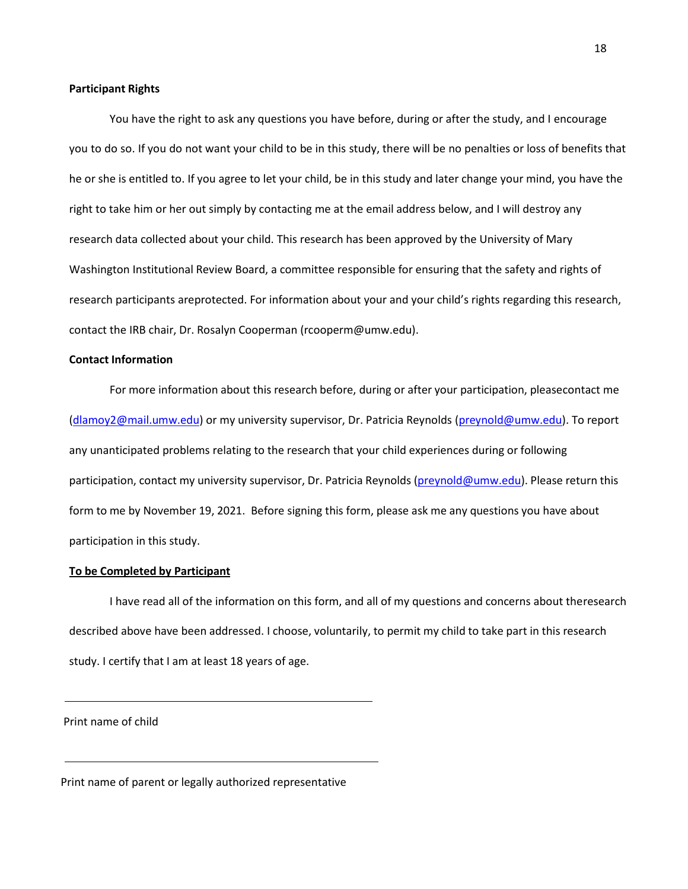**Participant Rights**

You have the right to ask any questions you have before, during or after the study, and I encourage you to do so. If you do not want your child to be in this study, there will be no penalties or loss of benefits that he or she is entitled to. If you agree to let your child, be in this study and later change your mind, you have the right to take him or her out simply by contacting me at the email address below, and I will destroy any research data collected about your child. This research has been approved by the University of Mary Washington Institutional Review Board, a committee responsible for ensuring that the safety and rights of research participants areprotected. For information about your and your child's rights regarding this research, contact the IRB chair, Dr. Rosalyn Cooperman (rcooperm@umw.edu).

**Contact Information**

For more information about this research before, during or after your participation, pleasecontact me (dlamoy2@mail.umw.edu) or my university supervisor, Dr. Patricia Reynolds (preynold@umw.edu). To report any unanticipated problems relating to the research that your child experiences during or following participation, contact my university supervisor, Dr. Patricia Reynolds (preynold@umw.edu). Please return this form to me by November 19, 2021. Before signing this form, please ask me any questions you have about participation in this study.

**<u>To be Completed by Participant</u>**

I have read all of the information on this form, and all of my questions and concerns about theresearch described above have been addressed. I choose, voluntarily, to permit my child to take part in this research study. I certify that I am at least 18 years of age.

\_\_\_\_\_\_\_\_\_\_\_\_\_\_\_\_\_\_\_\_\_\_\_\_\_\_\_\_\_\_\_\_\_\_\_\_\_\_\_\_

Print name of child

\_\_\_\_\_\_\_\_\_\_\_\_\_\_\_\_\_\_\_\_\_\_\_\_\_\_\_\_\_\_\_\_\_\_\_\_\_\_\_\_

Print name of parent or legally authorized representative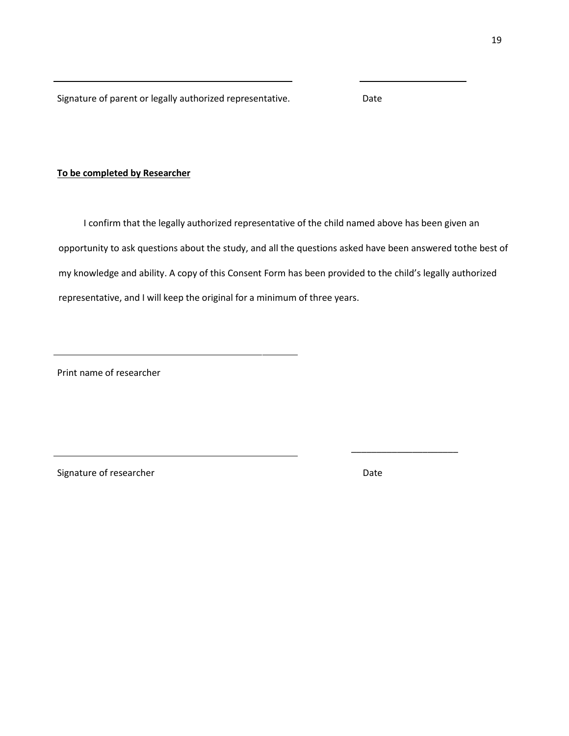\_\_\_\_\_\_\_\_\_\_\_\_\_\_\_\_\_\_\_\_\_\_\_\_\_\_\_\_\_\_\_\_\_\_\_\_\_\_\_\_ \_\_\_\_\_\_\_\_\_\_\_\_\_\_\_\_\_\_\_\_

Signature of parent or legally authorized representative. Date

**<u>To be completed by Researcher</u>**

I confirm that the legally authorized representative of the child named above has been given an opportunity to ask questions about the study, and all the questions asked have been answered tothe best of my knowledge and ability. A copy of this Consent Form has been provided to the child's legally authorized representative, and I will keep the original for a minimum of three years.

\_\_\_\_\_\_\_\_\_\_\_\_\_\_\_\_\_\_\_\_\_\_\_\_\_\_\_\_\_\_\_\_\_\_\_\_\_\_\_\_

Print name of researcher

\_\_\_\_\_\_\_\_\_\_\_\_\_\_\_\_\_\_\_\_\_\_\_\_\_\_\_\_\_\_\_\_\_\_\_\_\_\_\_\_ \_\_\_\_\_\_\_\_\_\_\_\_\_\_\_\_\_\_\_\_

Signature of researcher Date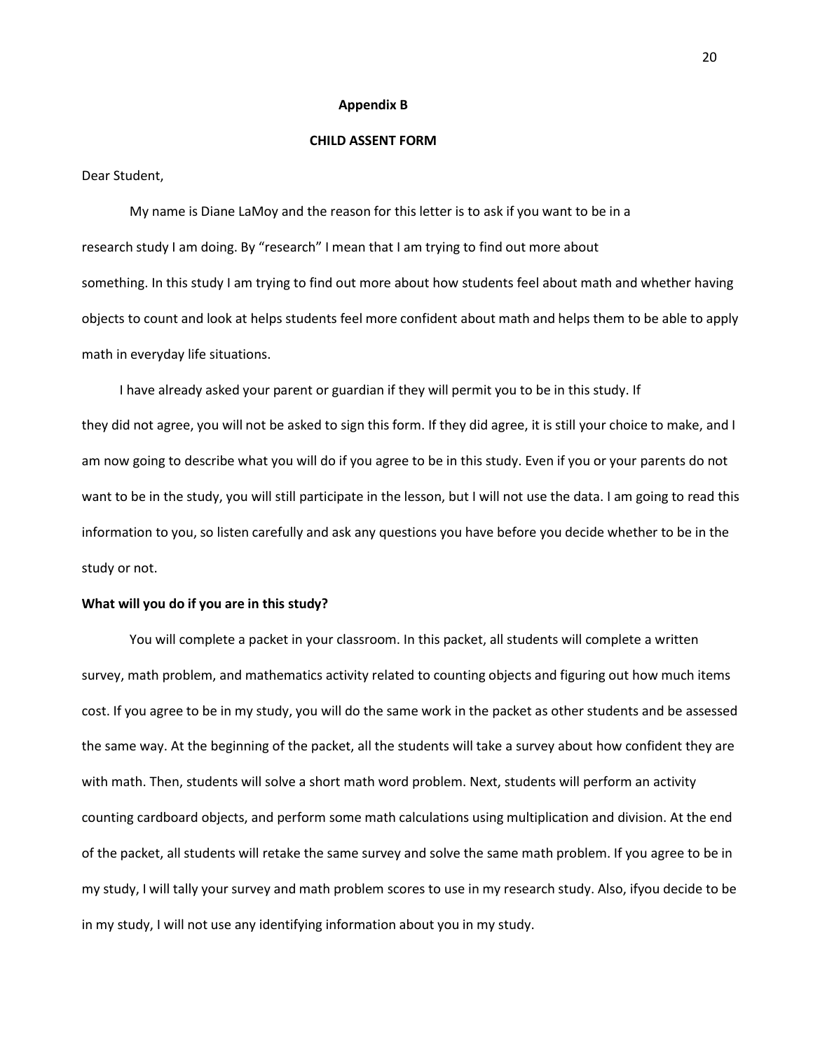**Appendix B**

**CHILD ASSENT FORM**

Dear Student,

My name is Diane LaMoy and the reason for this letter is to ask if you want to be in a research study I am doing. By "research" I mean that I am trying to find out more about something. In this study I am trying to find out more about how students feel about math and whether having objects to count and look at helps students feel more confident about math and helps them to be able to apply math in everyday life situations.

I have already asked your parent or guardian if they will permit you to be in this study. If they did not agree, you will not be asked to sign this form. If they did agree, it is still your choice to make, and I am now going to describe what you will do if you agree to be in this study. Even if you or your parents do not want to be in the study, you will still participate in the lesson, but I will not use the data. I am going to read this information to you, so listen carefully and ask any questions you have before you decide whether to be in the study or not.

**What will you do if you are in this study?**

You will complete a packet in your classroom. In this packet, all students will complete a written survey, math problem, and mathematics activity related to counting objects and figuring out how much items cost. If you agree to be in my study, you will do the same work in the packet as other students and be assessed the same way. At the beginning of the packet, all the students will take a survey about how confident they are with math. Then, students will solve a short math word problem. Next, students will perform an activity counting cardboard objects, and perform some math calculations using multiplication and division. At the end of the packet, all students will retake the same survey and solve the same math problem. If you agree to be in my study, I will tally your survey and math problem scores to use in my research study. Also, ifyou decide to be in my study, I will not use any identifying information about you in my study.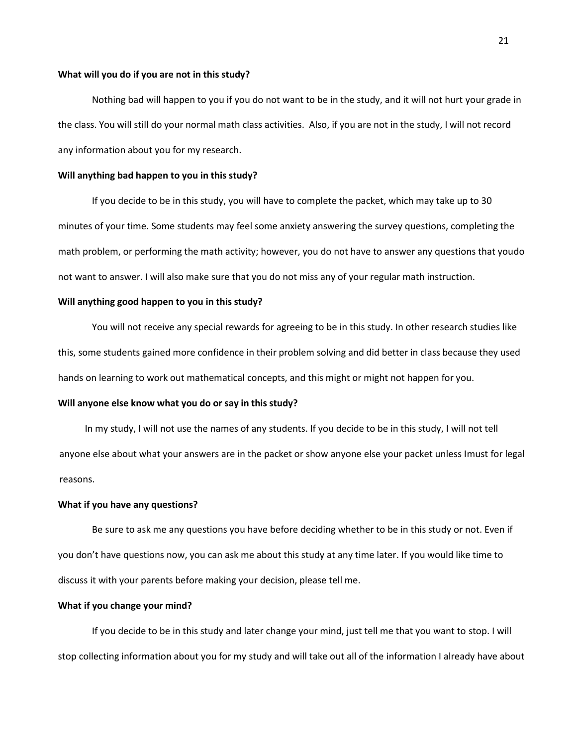**What will you do if you are not in this study?**

Nothing bad will happen to you if you do not want to be in the study, and it will not hurt your grade in the class. You will still do your normal math class activities. Also, if you are not in the study, I will not record any information about you for my research.

**Will anything bad happen to you in this study?**

If you decide to be in this study, you will have to complete the packet, which may take up to 30 minutes of your time. Some students may feel some anxiety answering the survey questions, completing the math problem, or performing the math activity; however, you do not have to answer any questions that youdo not want to answer. I will also make sure that you do not miss any of your regular math instruction.

**Will anything good happen to you in this study?**

You will not receive any special rewards for agreeing to be in this study. In other research studies like this, some students gained more confidence in their problem solving and did better in class because they used hands on learning to work out mathematical concepts, and this might or might not happen for you.

**Will anyone else know what you do or say in this study?**

In my study, I will not use the names of any students. If you decide to be in this study, I will not tell anyone else about what your answers are in the packet or show anyone else your packet unless Imust for legal reasons.

**What if you have any questions?**

Be sure to ask me any questions you have before deciding whether to be in this study or not. Even if you don't have questions now, you can ask me about this study at any time later. If you would like time to discuss it with your parents before making your decision, please tell me.

**What if you change your mind?**

If you decide to be in this study and later change your mind, just tell me that you want to stop. I will stop collecting information about you for my study and will take out all of the information I already have about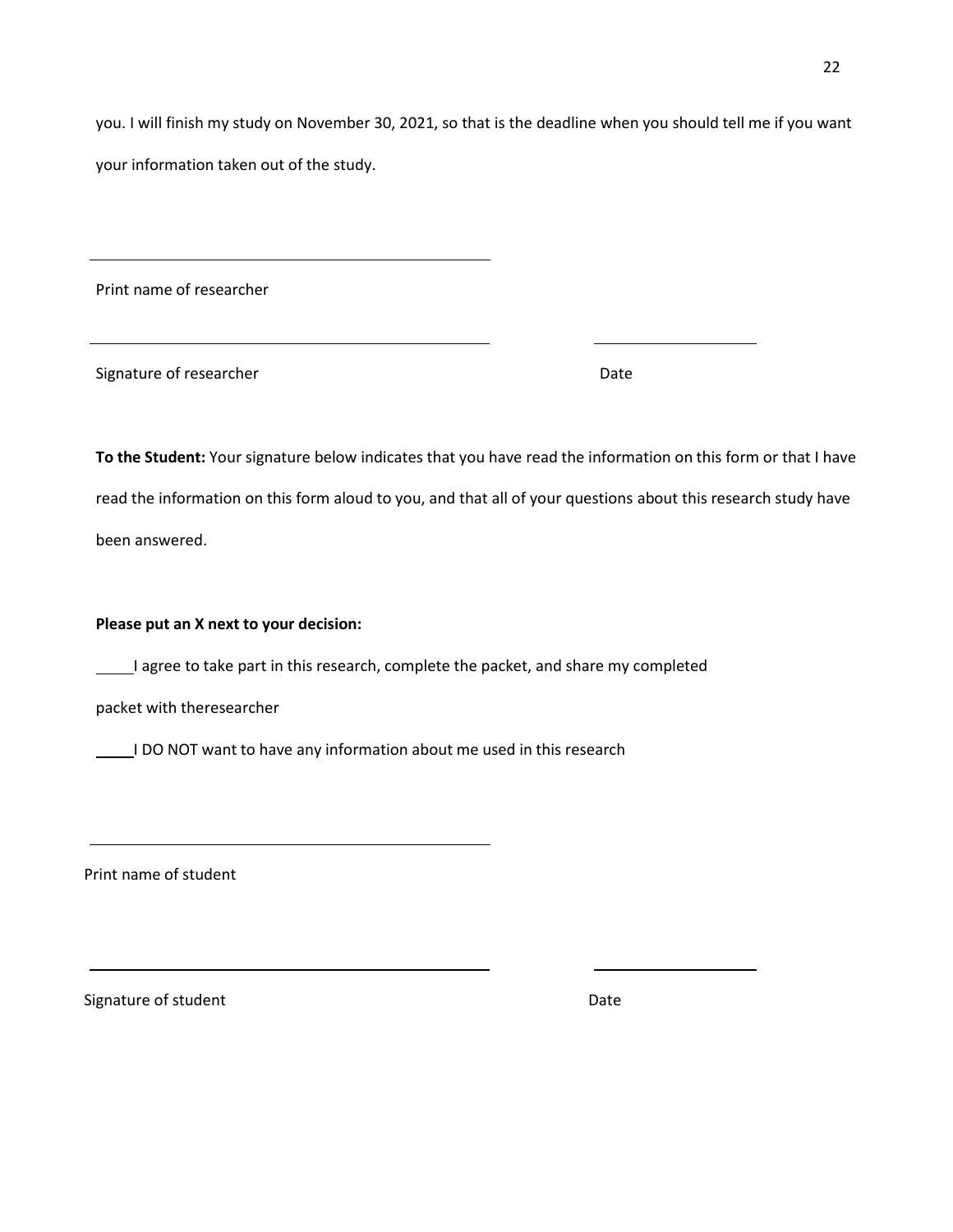you. I will finish my study on November 30, 2021, so that is the deadline when you should tell me if you want your information taken out of the study.

\_\_\_\_\_\_\_\_\_\_\_\_\_\_\_\_\_\_\_\_\_\_\_\_\_\_\_\_\_\_\_\_\_\_\_\_\_\_\_\_

Print name of researcher

\_\_\_\_\_\_\_\_\_\_\_\_\_\_\_\_\_\_\_\_\_\_\_\_\_\_\_\_\_\_\_\_\_\_\_\_\_\_\_\_ \_\_\_\_\_\_\_\_\_\_\_\_\_\_\_\_

Signature of researcher Date

**To the Student:** Your signature below indicates that you have read the information on this form or that I have read the information on this form aloud to you, and that all of your questions about this research study have been answered.

**Please put an X next to your decision:**

\_\_\_\_I agree to take part in this research, complete the packet, and share my completed packet with theresearcher

\_\_\_\_I DO NOT want to have any information about me used in this research

\_\_\_\_\_\_\_\_\_\_\_\_\_\_\_\_\_\_\_\_\_\_\_\_\_\_\_\_\_\_\_\_\_\_\_\_\_\_\_\_

Print name of student

\_\_\_\_\_\_\_\_\_\_\_\_\_\_\_\_\_\_\_\_\_\_\_\_\_\_\_\_\_\_\_\_\_\_\_\_\_\_\_\_ \_\_\_\_\_\_\_\_\_\_\_\_\_\_\_\_

Signature of student Date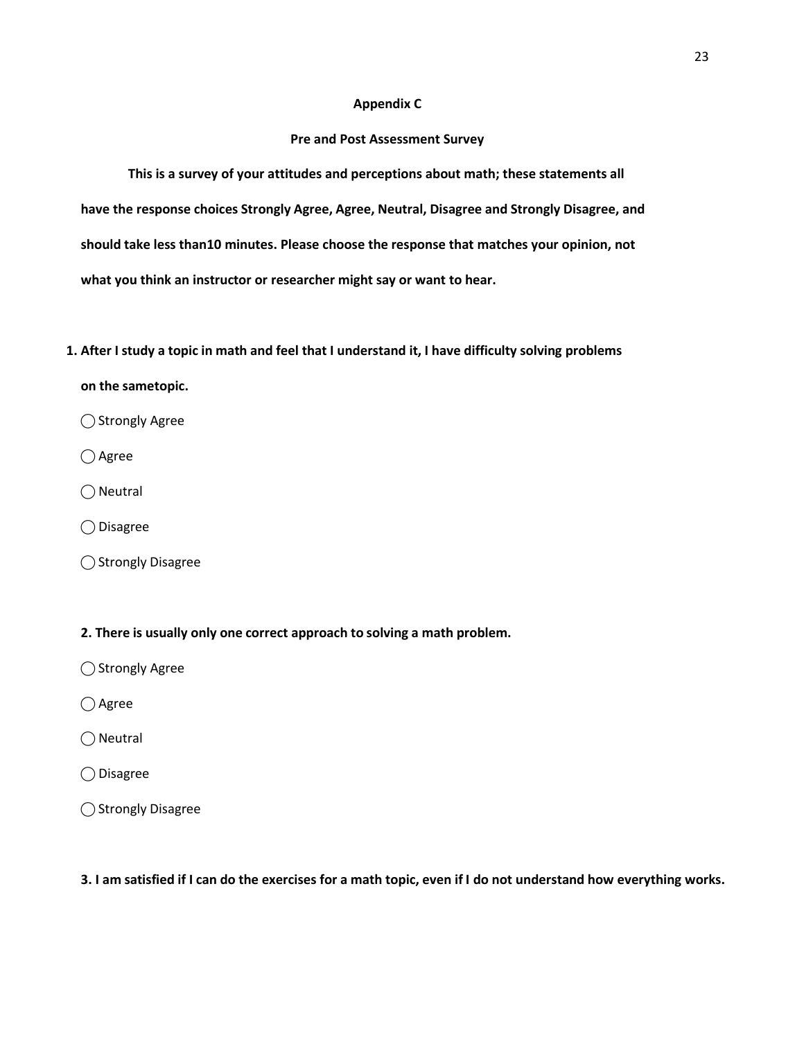## Appendix C

## Pre and Post Assessment Survey

**This is a survey of your attitudes and perceptions about math; these statements all have the response choices Strongly Agree, Agree, Neutral, Disagree and Strongly Disagree, and should take less than10 minutes. Please choose the response that matches your opinion, not what you think an instructor or researcher might say or want to hear.**

**1. After I study a topic in math and feel that I understand it, I have difficulty solving problems on the sametopic.**

◯ Strongly Agree

◯ Agree

◯ Neutral

◯ Disagree

◯ Strongly Disagree

**2. There is usually only one correct approach to solving a math problem.**

◯ Strongly Agree

◯ Agree

◯ Neutral

◯ Disagree

◯ Strongly Disagree

**3. I am satisfied if I can do the exercises for a math topic, even if I do not understand how everything works.**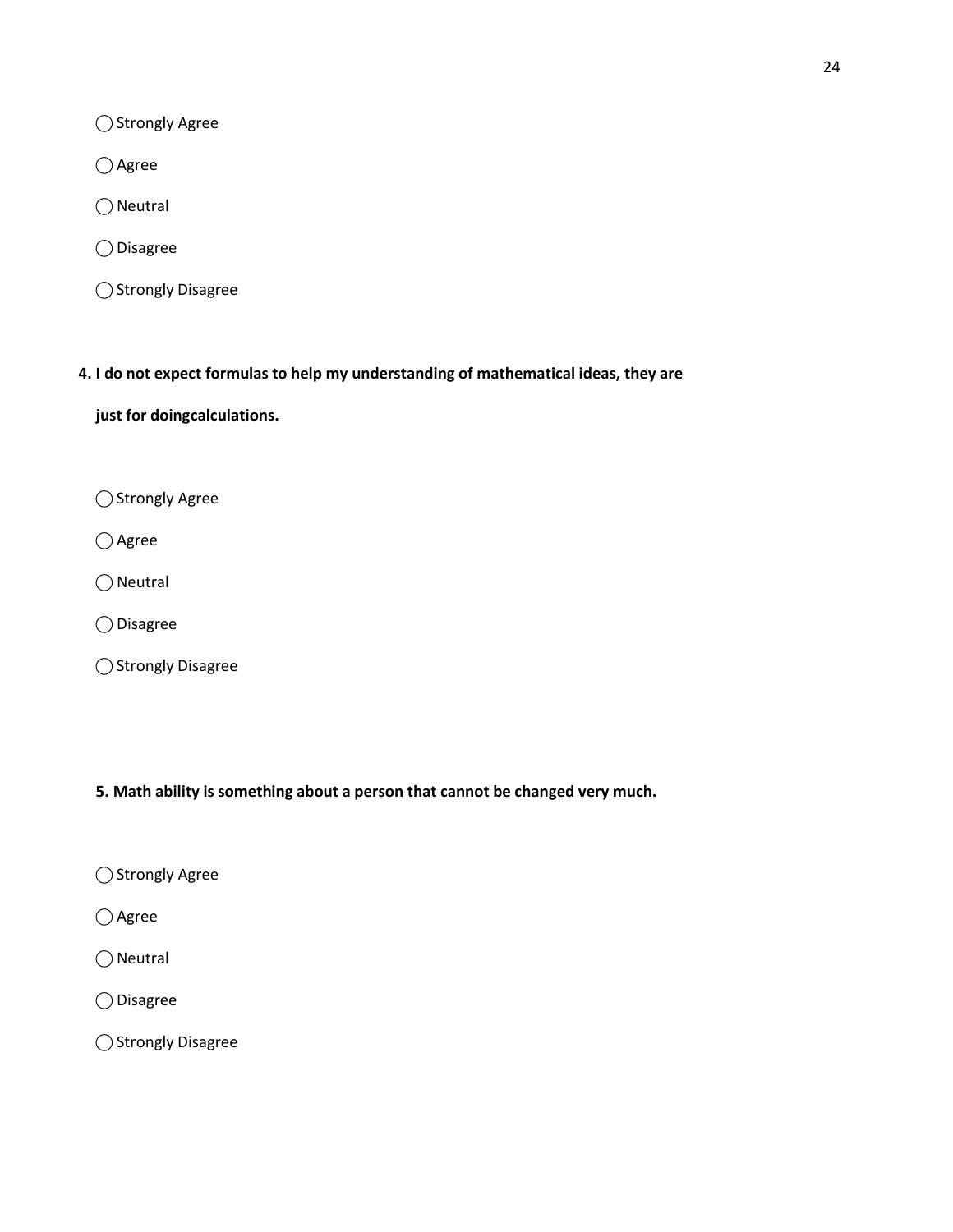◯ Strongly Agree

◯ Agree

◯ Neutral

◯ Disagree

◯ Strongly Disagree

**4. I do not expect formulas to help my understanding of mathematical ideas, they are just for doingcalculations.**

◯ Strongly Agree

◯ Agree

◯ Neutral

◯ Disagree

◯ Strongly Disagree

**5. Math ability is something about a person that cannot be changed very much.**

◯ Strongly Agree

◯ Agree

◯ Neutral

◯ Disagree

◯ Strongly Disagree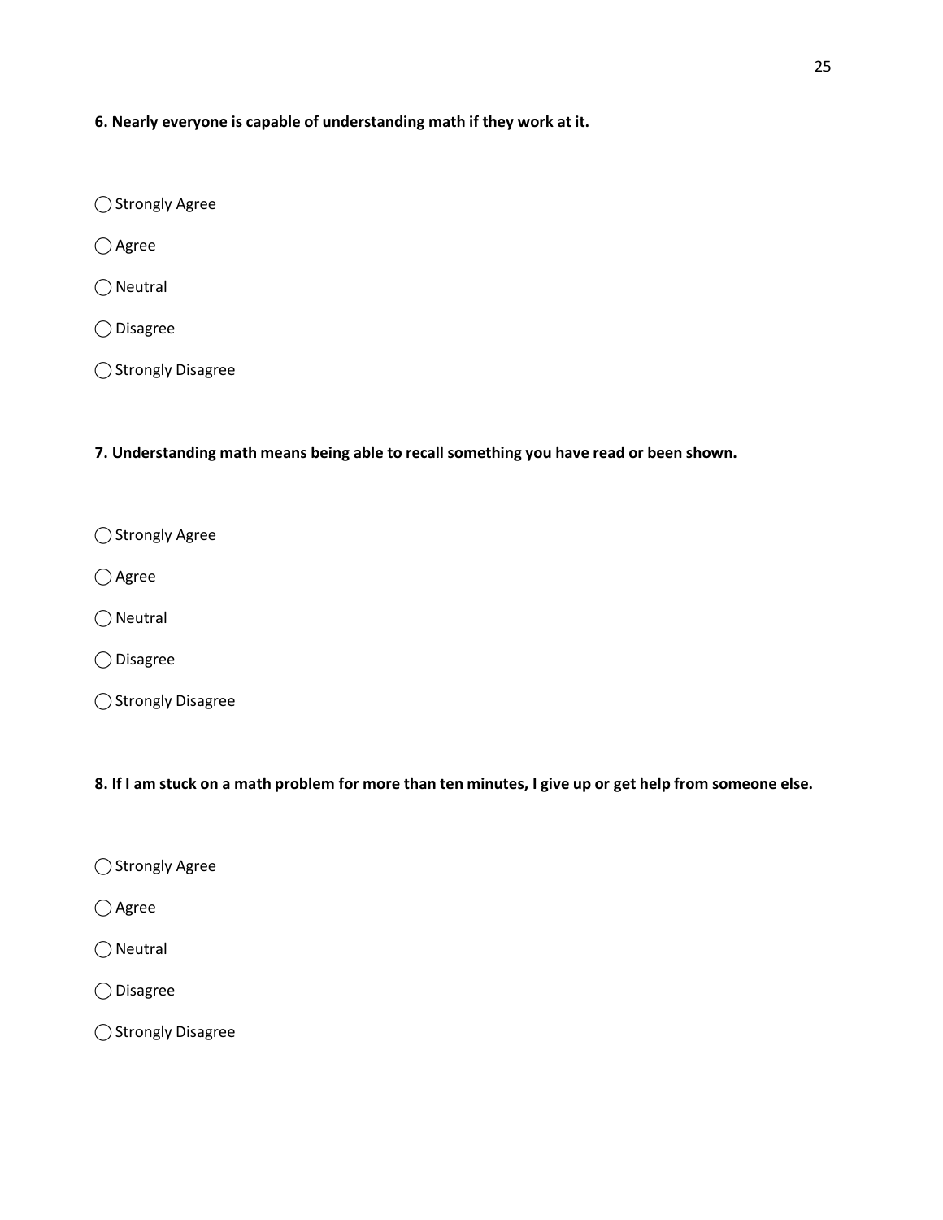**6. Nearly everyone is capable of understanding math if they work at it.**

◯ Strongly Agree

◯ Agree

◯ Neutral

◯ Disagree

◯ Strongly Disagree

**7. Understanding math means being able to recall something you have read or been shown.**

◯ Strongly Agree

◯ Agree

◯ Neutral

◯ Disagree

◯ Strongly Disagree

**8. If I am stuck on a math problem for more than ten minutes, I give up or get help from someone else.**

◯ Strongly Agree

◯ Agree

◯ Neutral

◯ Disagree

◯ Strongly Disagree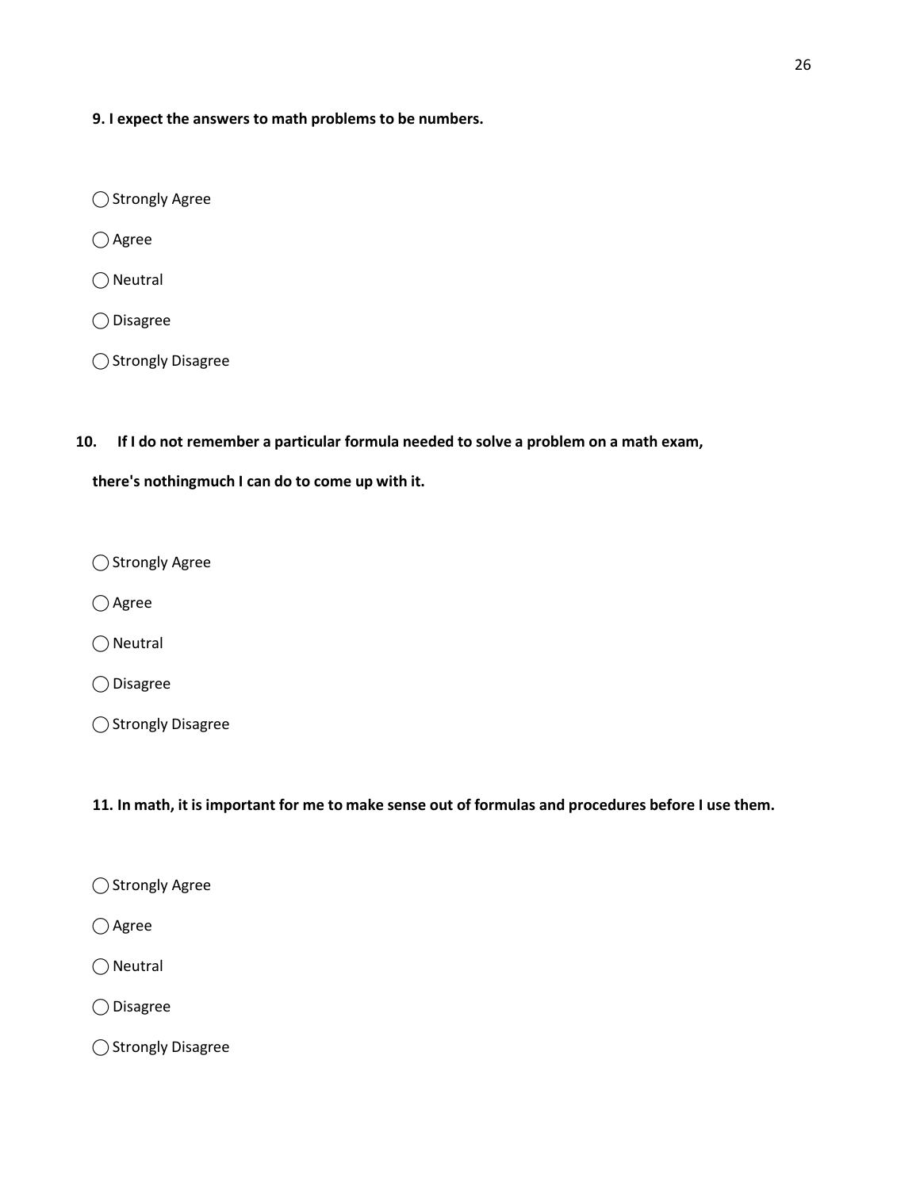**9. I expect the answers to math problems to be numbers.**

◯ Strongly Agree

◯ Agree

◯ Neutral

◯ Disagree

◯ Strongly Disagree

**10. If I do not remember a particular formula needed to solve a problem on a math exam, there's nothingmuch I can do to come up with it.**

◯ Strongly Agree

◯ Agree

◯ Neutral

◯ Disagree

◯ Strongly Disagree

**11. In math, it is important for me to make sense out of formulas and procedures before I use them.**

◯ Strongly Agree

◯ Agree

◯ Neutral

◯ Disagree

◯ Strongly Disagree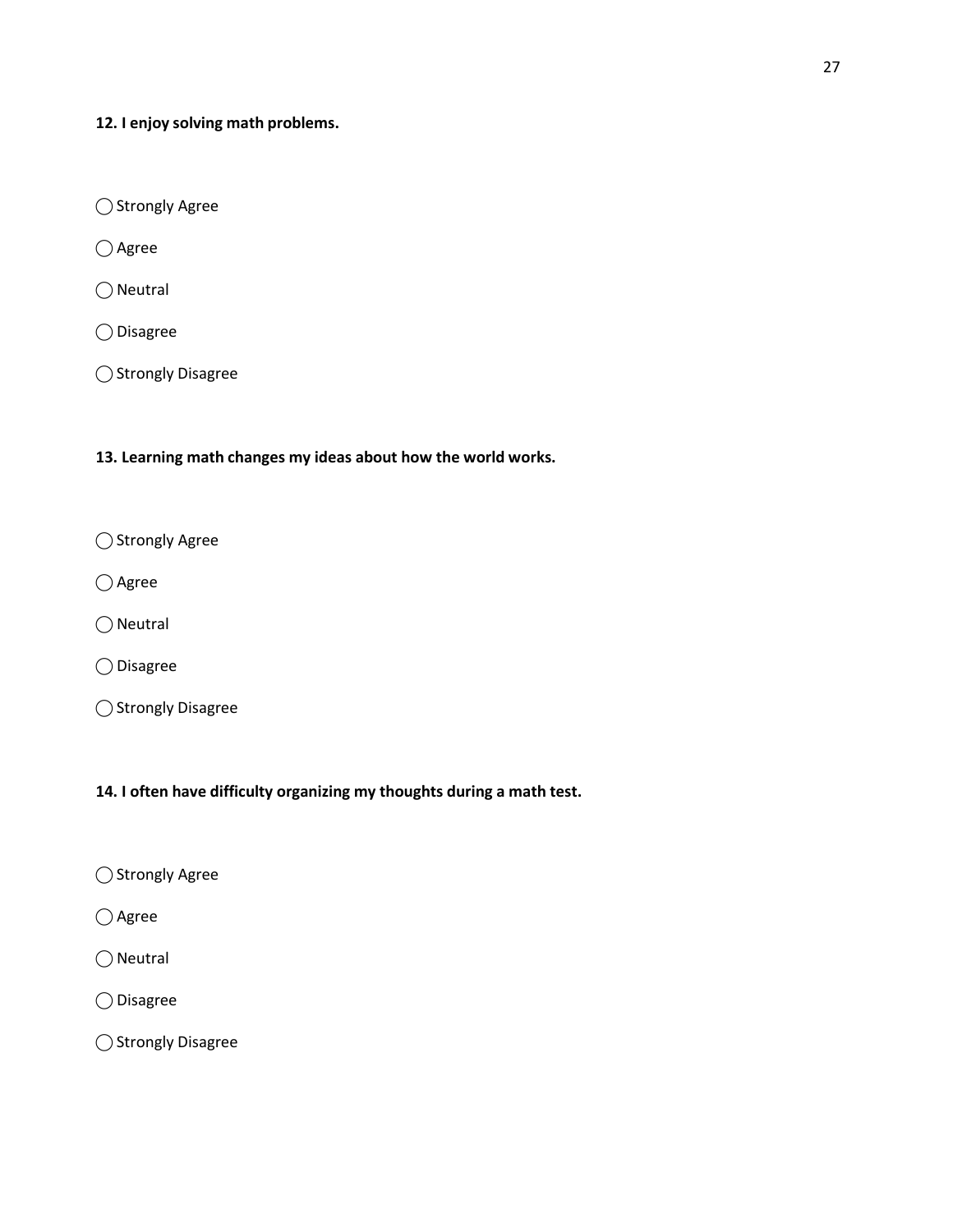**12. I enjoy solving math problems.**

◯ Strongly Agree

◯ Agree

◯ Neutral

◯ Disagree

◯ Strongly Disagree

**13. Learning math changes my ideas about how the world works.**

◯ Strongly Agree

◯ Agree

◯ Neutral

◯ Disagree

◯ Strongly Disagree

**14. I often have difficulty organizing my thoughts during a math test.**

◯ Strongly Agree

◯ Agree

◯ Neutral

◯ Disagree

◯ Strongly Disagree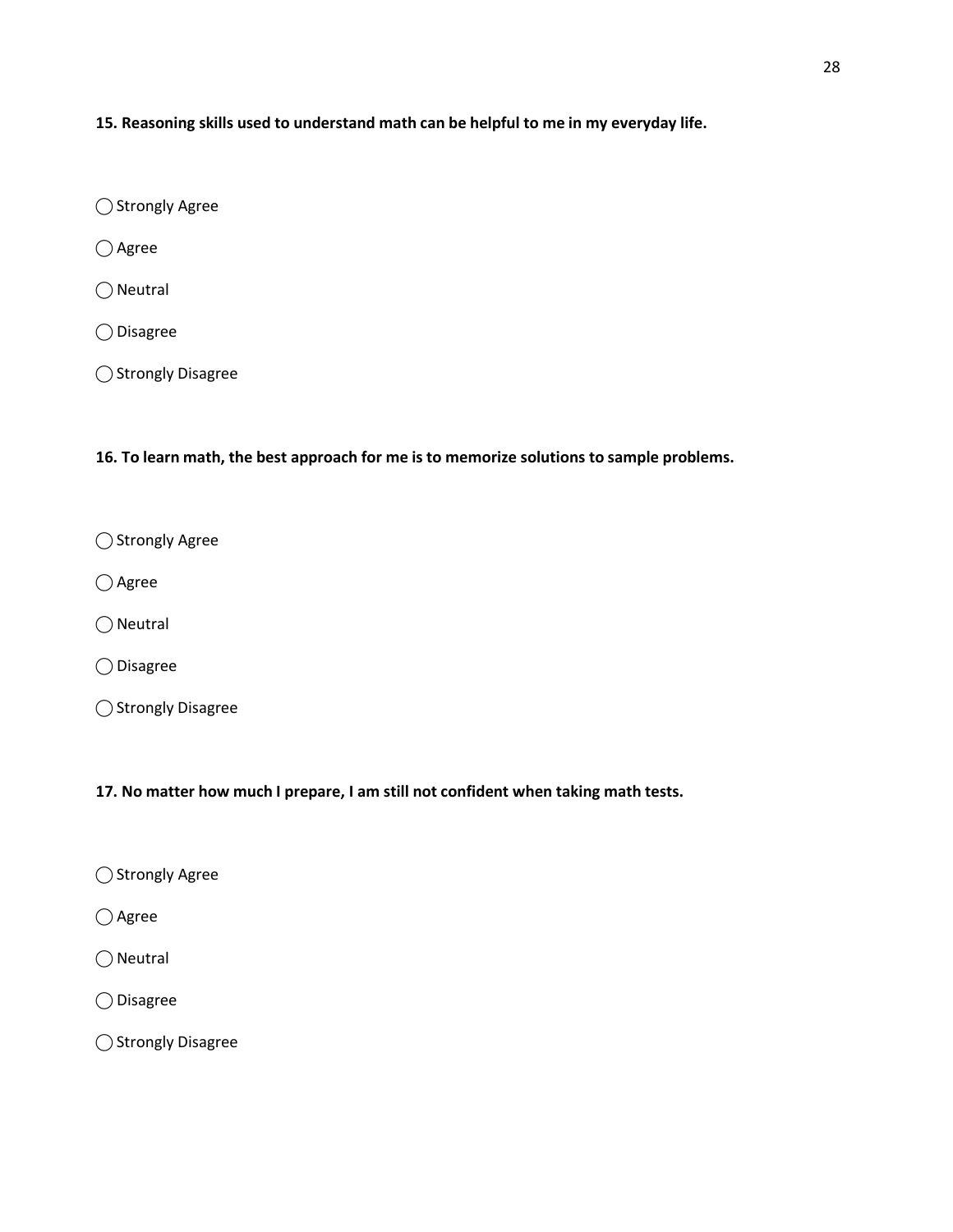**15. Reasoning skills used to understand math can be helpful to me in my everyday life.**

◯ Strongly Agree

◯ Agree

◯ Neutral

◯ Disagree

◯ Strongly Disagree

**16. To learn math, the best approach for me is to memorize solutions to sample problems.**

◯ Strongly Agree

◯ Agree

◯ Neutral

◯ Disagree

◯ Strongly Disagree

**17. No matter how much I prepare, I am still not confident when taking math tests.**

◯ Strongly Agree

◯ Agree

◯ Neutral

◯ Disagree

◯ Strongly Disagree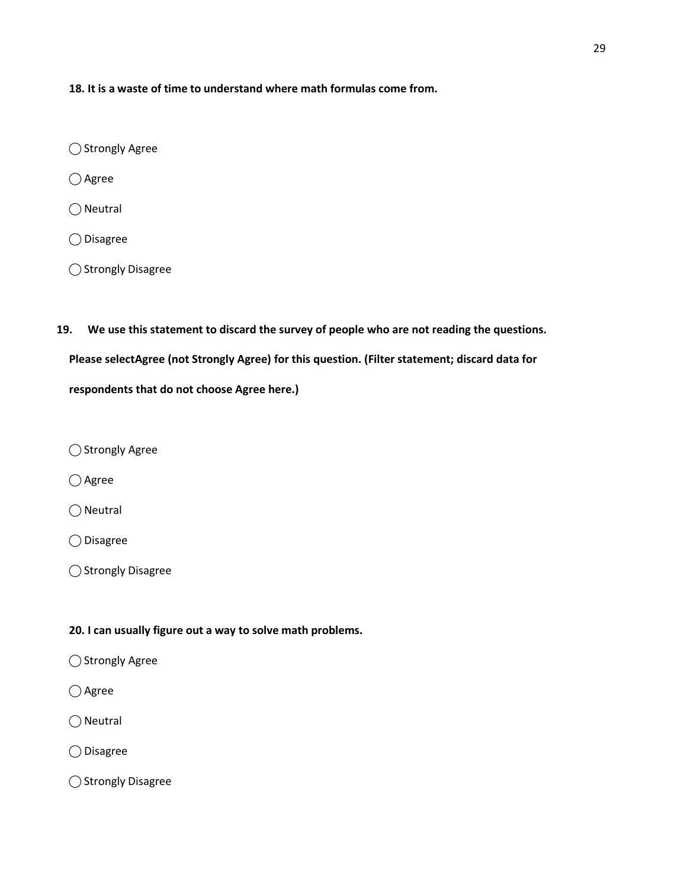**18. It is a waste of time to understand where math formulas come from.**

◯ Strongly Agree

◯ Agree

◯ Neutral

◯ Disagree

◯ Strongly Disagree

**19. We use this statement to discard the survey of people who are not reading the questions. Please selectAgree (not Strongly Agree) for this question. (Filter statement; discard data for respondents that do not choose Agree here.)**

◯ Strongly Agree

◯ Agree

◯ Neutral

◯ Disagree

◯ Strongly Disagree

**20. I can usually figure out a way to solve math problems.**

◯ Strongly Agree

◯ Agree

◯ Neutral

◯ Disagree

◯ Strongly Disagree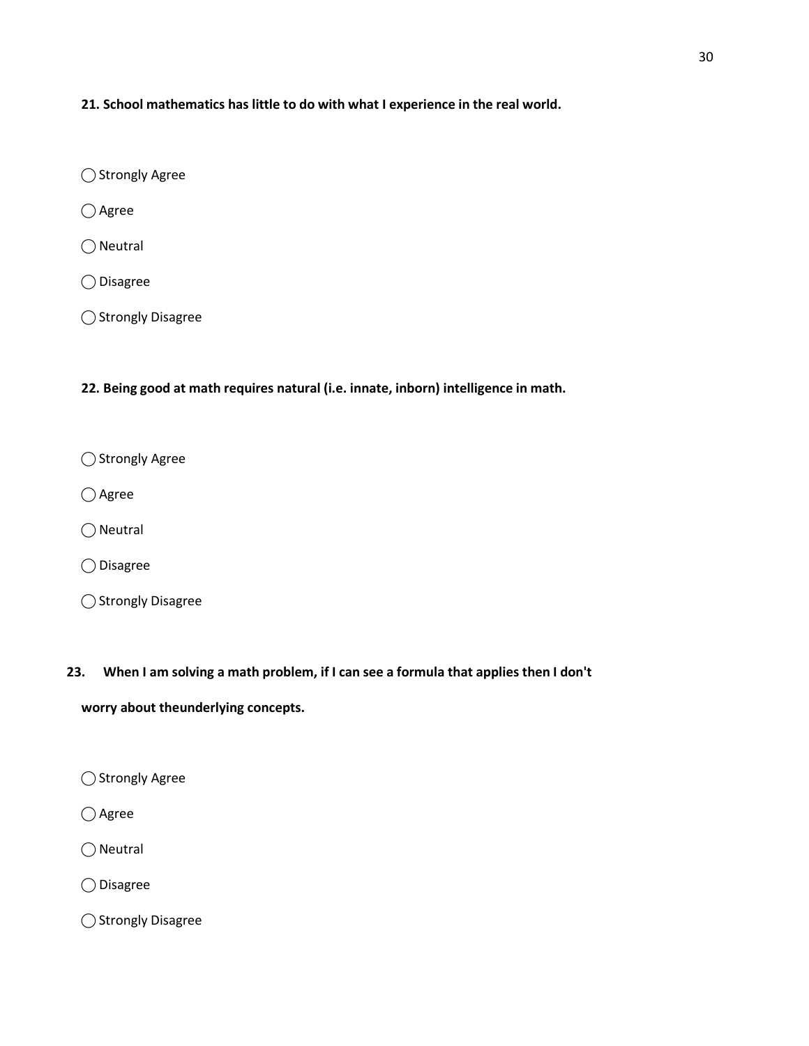**21. School mathematics has little to do with what I experience in the real world.**

◯ Strongly Agree

◯ Agree

◯ Neutral

◯ Disagree

◯ Strongly Disagree

**22. Being good at math requires natural (i.e. innate, inborn) intelligence in math.**

◯ Strongly Agree

◯ Agree

◯ Neutral

◯ Disagree

◯ Strongly Disagree

**23. When I am solving a math problem, if I can see a formula that applies then I don't worry about theunderlying concepts.**

◯ Strongly Agree

◯ Agree

◯ Neutral

◯ Disagree

◯ Strongly Disagree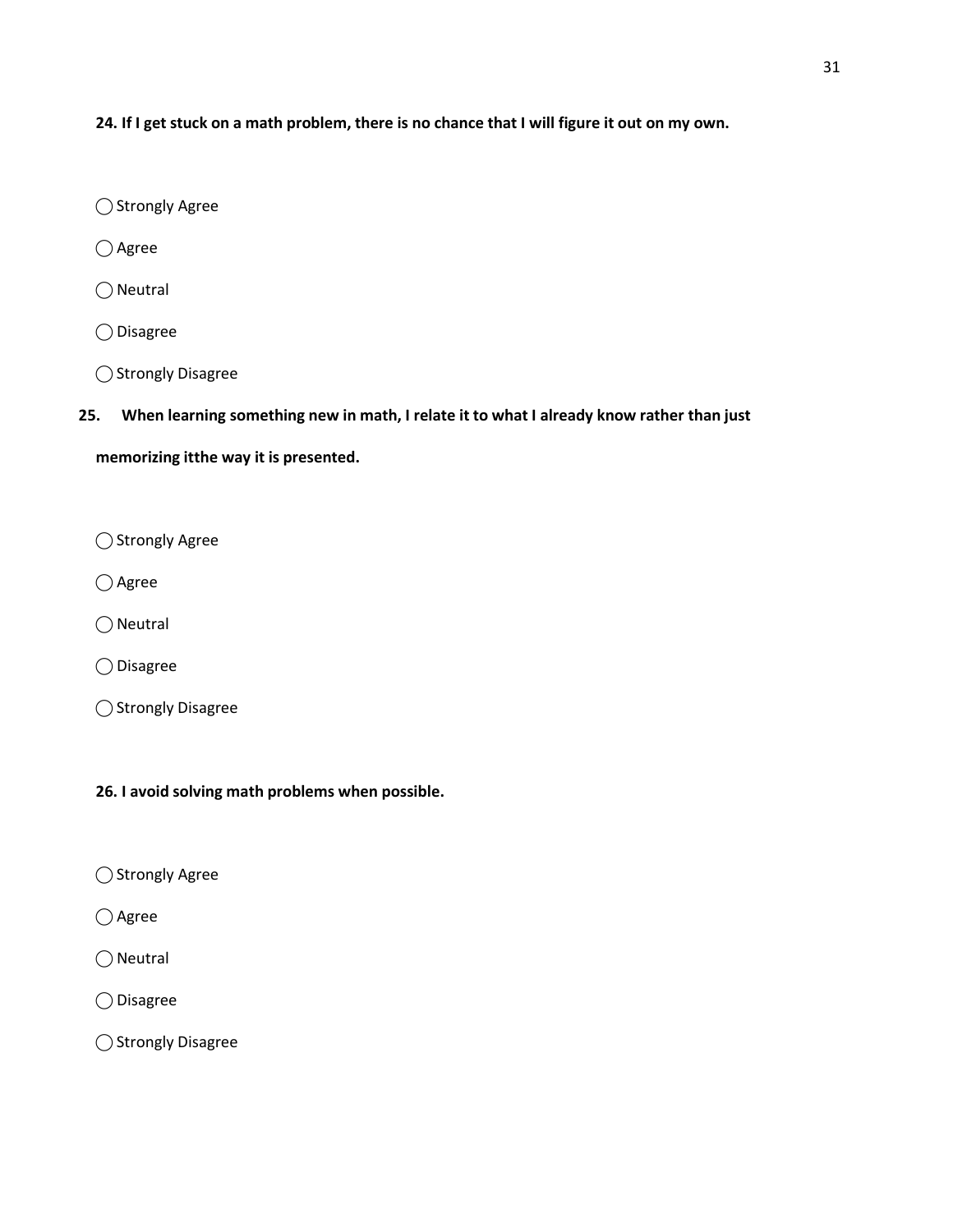**24. If I get stuck on a math problem, there is no chance that I will figure it out on my own.**

◯ Strongly Agree

◯ Agree

◯ Neutral

◯ Disagree

◯ Strongly Disagree

**25. When learning something new in math, I relate it to what I already know rather than just memorizing itthe way it is presented.**

◯ Strongly Agree

◯ Agree

◯ Neutral

◯ Disagree

◯ Strongly Disagree

**26. I avoid solving math problems when possible.**

◯ Strongly Agree

◯ Agree

◯ Neutral

◯ Disagree

◯ Strongly Disagree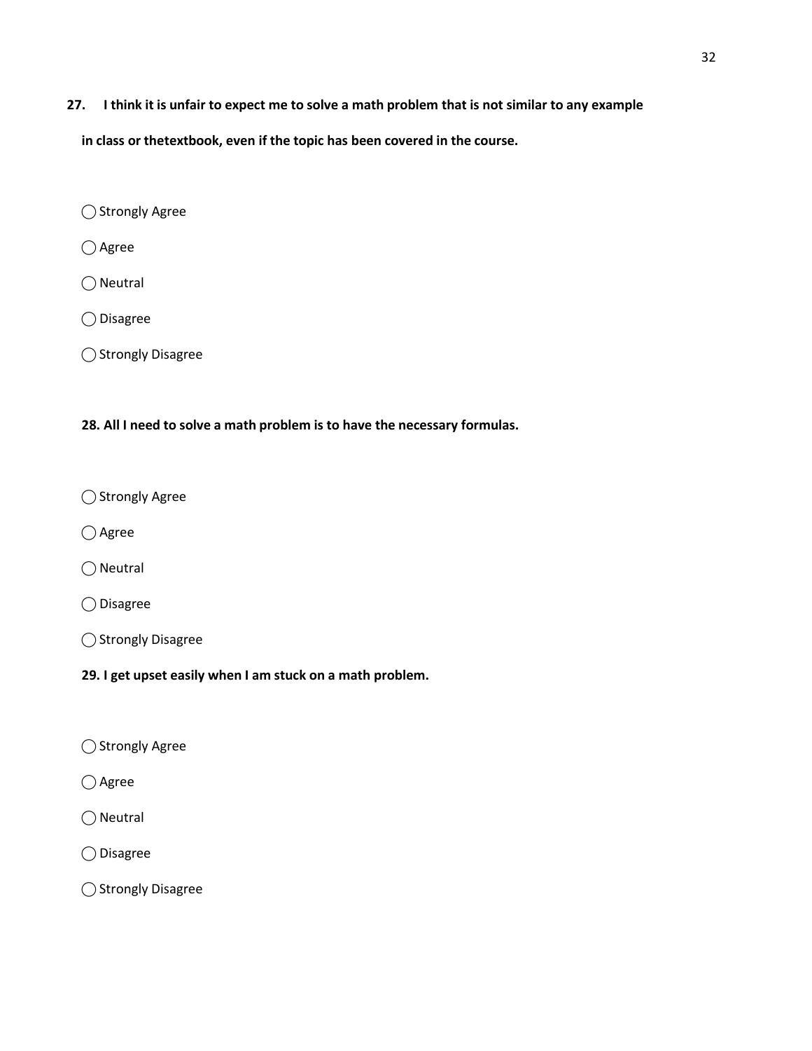**27. I think it is unfair to expect me to solve a math problem that is not similar to any example in class or thetextbook, even if the topic has been covered in the course.**

◯ Strongly Agree

◯ Agree

◯ Neutral

◯ Disagree

◯ Strongly Disagree

**28. All I need to solve a math problem is to have the necessary formulas.**

◯ Strongly Agree

◯ Agree

◯ Neutral

◯ Disagree

◯ Strongly Disagree

**29. I get upset easily when I am stuck on a math problem.**

◯ Strongly Agree

◯ Agree

◯ Neutral

◯ Disagree

◯ Strongly Disagree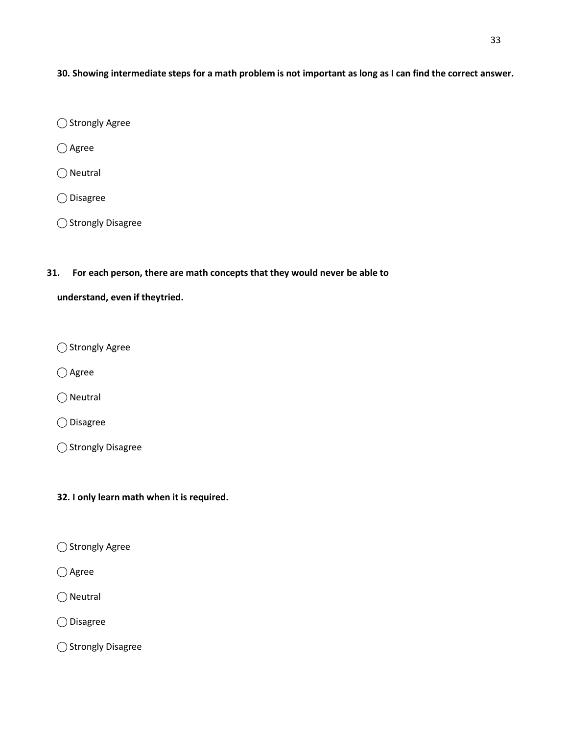**30. Showing intermediate steps for a math problem is not important as long as I can find the correct answer.**

◯ Strongly Agree

◯ Agree

◯ Neutral

◯ Disagree

◯ Strongly Disagree

**31. For each person, there are math concepts that they would never be able to understand, even if theytried.**

◯ Strongly Agree

◯ Agree

◯ Neutral

◯ Disagree

◯ Strongly Disagree

**32. I only learn math when it is required.**

◯ Strongly Agree

◯ Agree

◯ Neutral

◯ Disagree

◯ Strongly Disagree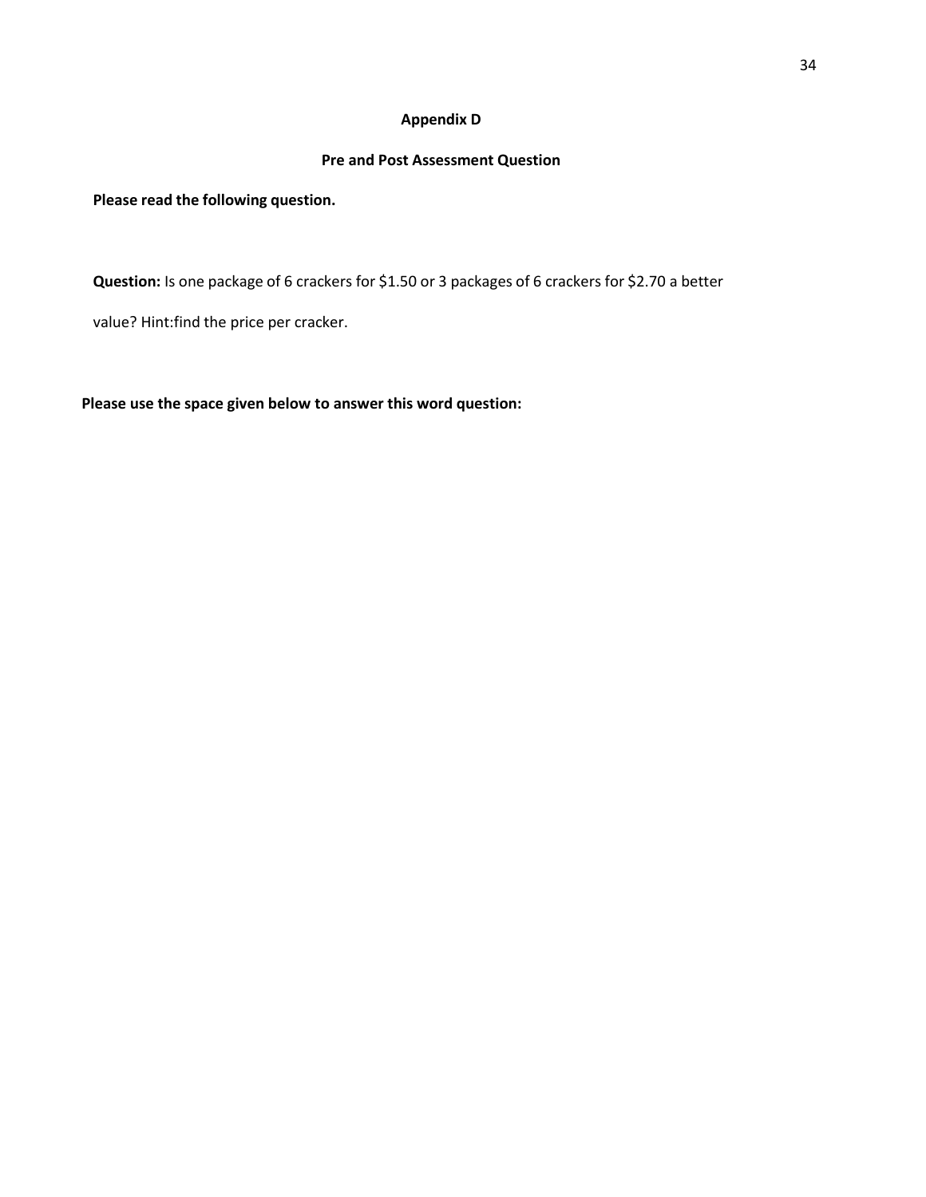## Appendix D

### Pre and Post Assessment Question

**Please read the following question.**

**Question:** Is one package of 6 crackers for $1.50 or 3 packages of 6 crackers for $2.70 a better value? Hint:find the price per cracker.

**Please use the space given below to answer this word question:**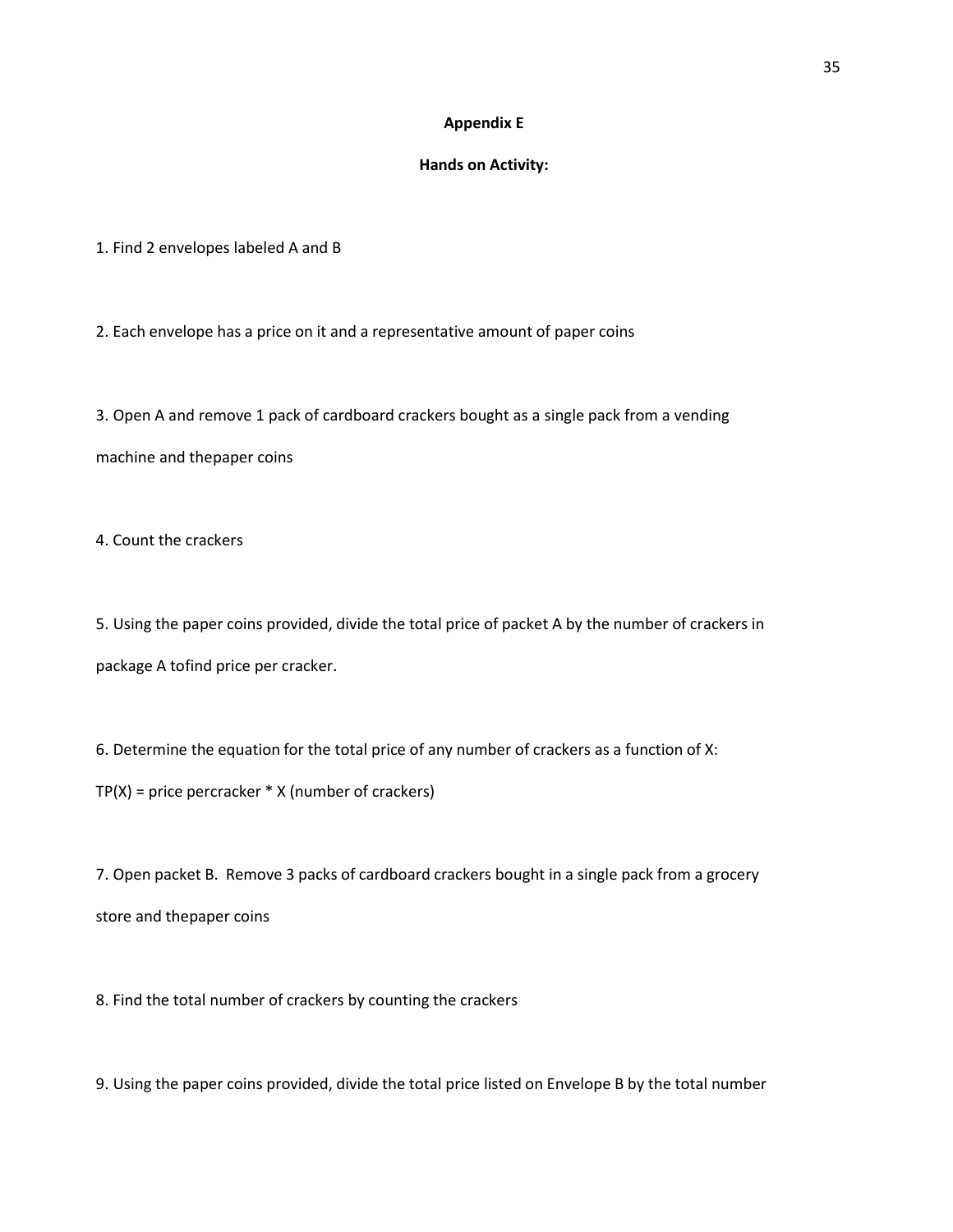**Appendix E**

**Hands on Activity:**

1. Find 2 envelopes labeled A and B

2. Each envelope has a price on it and a representative amount of paper coins

3. Open A and remove 1 pack of cardboard crackers bought as a single pack from a vending machine and thepaper coins

4. Count the crackers

5. Using the paper coins provided, divide the total price of packet A by the number of crackers in package A tofind price per cracker.

6. Determine the equation for the total price of any number of crackers as a function of X:
TP(X) = price percracker * X (number of crackers)

7. Open packet B. Remove 3 packs of cardboard crackers bought in a single pack from a grocery store and thepaper coins

8. Find the total number of crackers by counting the crackers

9. Using the paper coins provided, divide the total price listed on Envelope B by the total number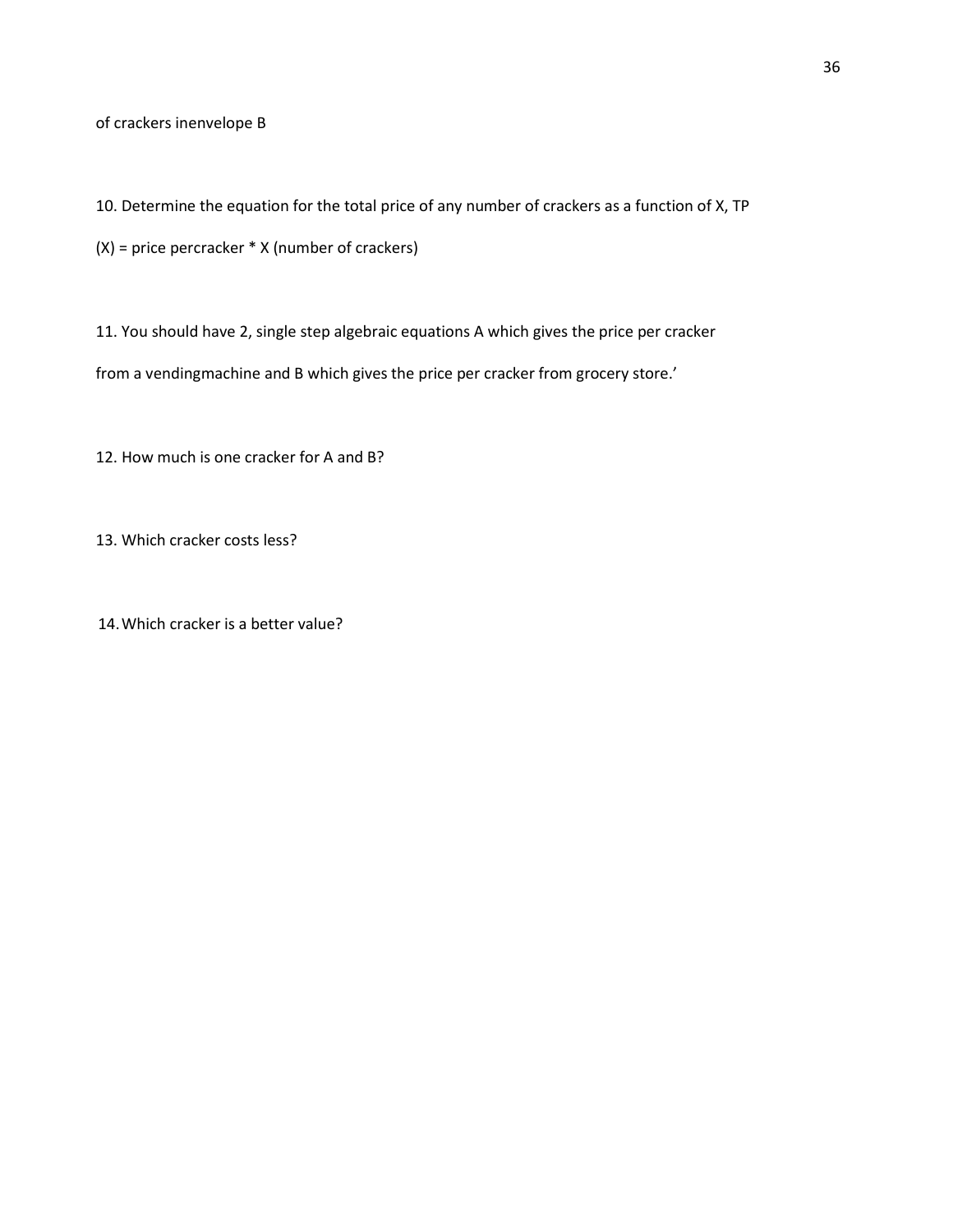of crackers inenvelope B

10. Determine the equation for the total price of any number of crackers as a function of X, TP (X) = price percracker * X (number of crackers)

11. You should have 2, single step algebraic equations A which gives the price per cracker from a vendingmachine and B which gives the price per cracker from grocery store.'

12. How much is one cracker for A and B?

13. Which cracker costs less?

14. Which cracker is a better value?